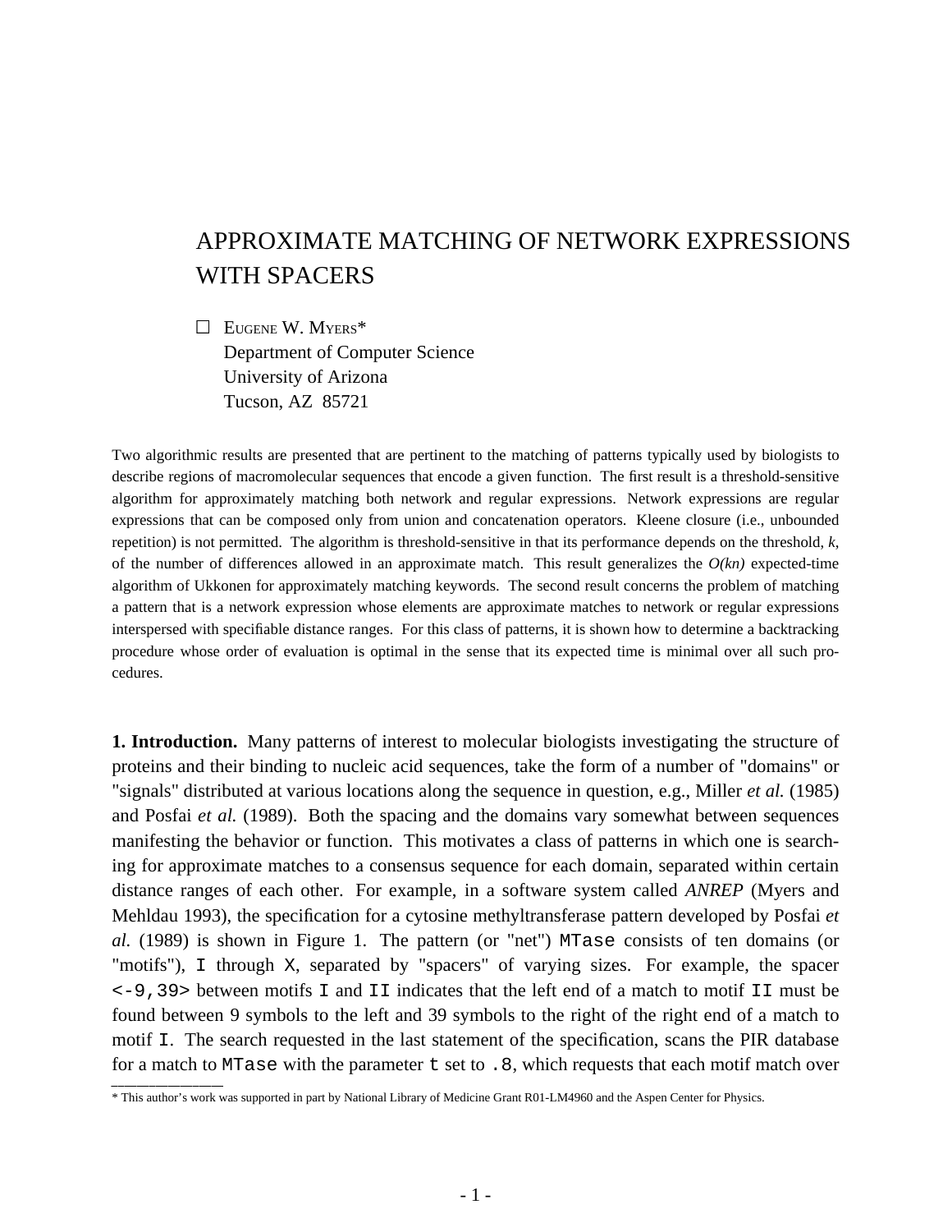# APPROXIMATE MATCHING OF NETWORK EXPRESSIONS WITH SPACERS

☐ EUGENE W. MYERS*
Department of Computer Science
University of Arizona
Tucson, AZ 85721

Two algorithmic results are presented that are pertinent to the matching of patterns typically used by biologists to describe regions of macromolecular sequences that encode a given function. The first result is a threshold-sensitive algorithm for approximately matching both network and regular expressions. Network expressions are regular expressions that can be composed only from union and concatenation operators. Kleene closure (i.e., unbounded repetition) is not permitted. The algorithm is threshold-sensitive in that its performance depends on the threshold, $k$, of the number of differences allowed in an approximate match. This result generalizes the $O(kn)$ expected-time algorithm of Ukkonen for approximately matching keywords. The second result concerns the problem of matching a pattern that is a network expression whose elements are approximate matches to network or regular expressions interspersed with specifiable distance ranges. For this class of patterns, it is shown how to determine a backtracking procedure whose order of evaluation is optimal in the sense that its expected time is minimal over all such procedures.

**1. Introduction.** Many patterns of interest to molecular biologists investigating the structure of proteins and their binding to nucleic acid sequences, take the form of a number of "domains" or "signals" distributed at various locations along the sequence in question, e.g., Miller *et al.* (1985) and Posfai *et al.* (1989). Both the spacing and the domains vary somewhat between sequences manifesting the behavior or function. This motivates a class of patterns in which one is searching for approximate matches to a consensus sequence for each domain, separated within certain distance ranges of each other. For example, in a software system called *ANREP* (Myers and Mehldau 1993), the specification for a cytosine methyltransferase pattern developed by Posfai *et al.* (1989) is shown in Figure 1. The pattern (or "net") `MTase` consists of ten domains (or "motifs"), `I` through `X`, separated by "spacers" of varying sizes. For example, the spacer `<-9,39>` between motifs `I` and `II` indicates that the left end of a match to motif `II` must be found between 9 symbols to the left and 39 symbols to the right of the right end of a match to motif `I`. The search requested in the last statement of the specification, scans the PIR database for a match to `MTase` with the parameter `t` set to `.8`, which requests that each motif match over

---

\* This author's work was supported in part by National Library of Medicine Grant R01-LM4960 and the Aspen Center for Physics.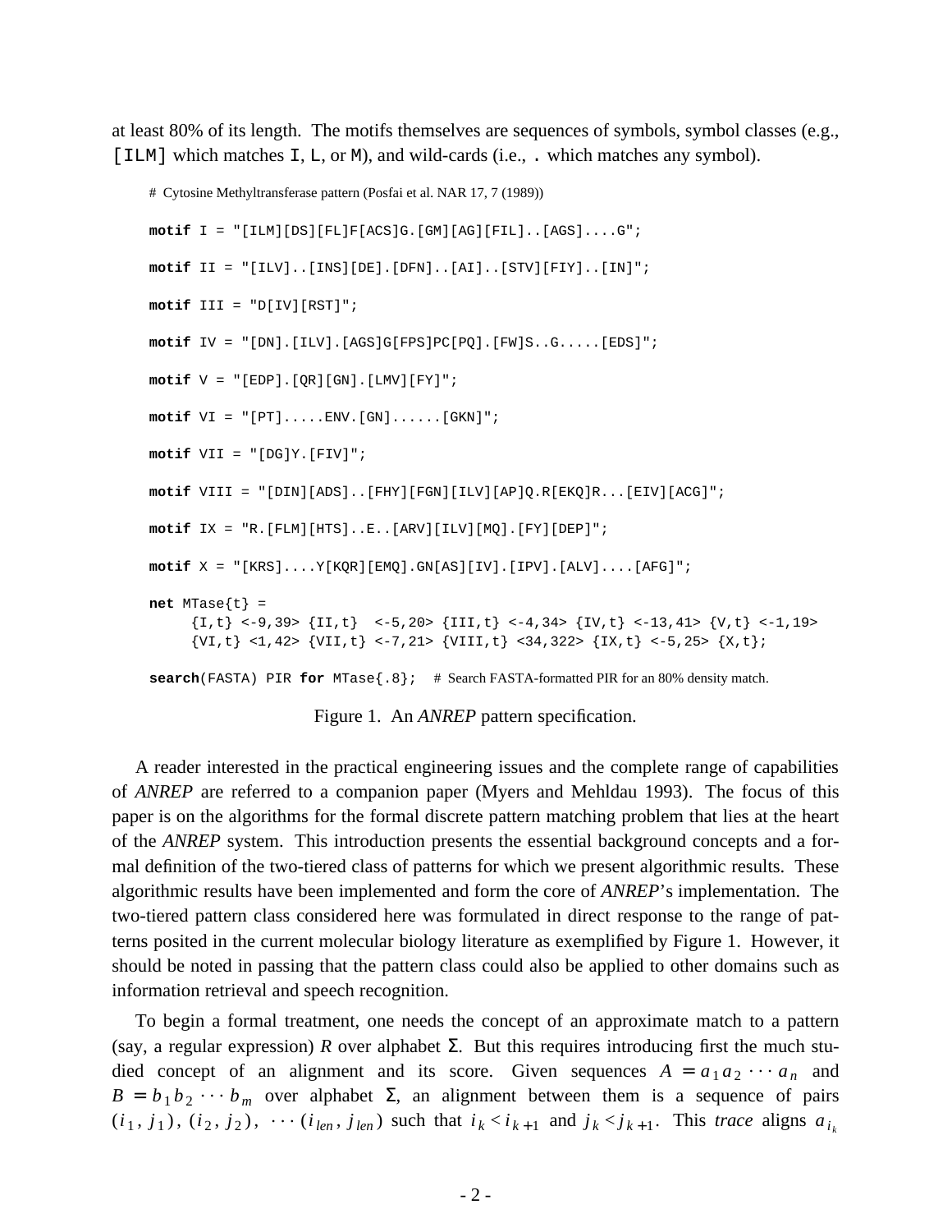at least 80% of its length. The motifs themselves are sequences of symbols, symbol classes (e.g., `[ILM]` which matches `I`, `L`, or `M`), and wild-cards (i.e., `.` which matches any symbol).

```
# Cytosine Methyltransferase pattern (Posfai et al. NAR 17, 7 (1989))

motif I = "[ILM][DS][FL]F[ACS]G.[GM][AG][FIL]..[AGS]....G";

motif II = "[ILV]..[INS][DE].[DFN]..[AI]..[STV][FIY]..[IN]";

motif III = "D[IV][RST]";

motif IV = "[DN].[ILV].[AGS]G[FPS]PC[PQ].[FW]S..G.....[EDS]";

motif V = "[EDP].[QR][GN].[LMV][FY]";

motif VI = "[PT].....ENV.[GN]......[GKN]";

motif VII = "[DG]Y.[FIV]";

motif VIII = "[DIN][ADS]..[FHY][FGN][ILV][AP]Q.R[EKQ]R...[EIV][ACG]";

motif IX = "R.[FLM][HTS]..E..[ARV][ILV][MQ].[FY][DEP]";

motif X = "[KRS]....Y[KQR][EMQ].GN[AS][IV].[IPV].[ALV]....[AFG]";

net MTase{t} =
     {I,t} <-9,39> {II,t}  <-5,20> {III,t} <-4,34> {IV,t} <-13,41> {V,t} <-1,19>
     {VI,t} <1,42> {VII,t} <-7,21> {VIII,t} <34,322> {IX,t} <-5,25> {X,t};

search(FASTA) PIR for MTase{.8};   # Search FASTA-formatted PIR for an 80% density match.
```

Figure 1. An *ANREP* pattern specification.

A reader interested in the practical engineering issues and the complete range of capabilities of *ANREP* are referred to a companion paper (Myers and Mehldau 1993). The focus of this paper is on the algorithms for the formal discrete pattern matching problem that lies at the heart of the *ANREP* system. This introduction presents the essential background concepts and a formal definition of the two-tiered class of patterns for which we present algorithmic results. These algorithmic results have been implemented and form the core of *ANREP*'s implementation. The two-tiered pattern class considered here was formulated in direct response to the range of patterns posited in the current molecular biology literature as exemplified by Figure 1. However, it should be noted in passing that the pattern class could also be applied to other domains such as information retrieval and speech recognition.

To begin a formal treatment, one needs the concept of an approximate match to a pattern (say, a regular expression) $R$ over alphabet $\Sigma$. But this requires introducing first the much studied concept of an alignment and its score. Given sequences $A = a_1 a_2 \cdots a_n$ and $B = b_1 b_2 \cdots b_m$ over alphabet $\Sigma$, an alignment between them is a sequence of pairs $(i_1, j_1), (i_2, j_2), \cdots (i_{len}, j_{len})$ such that $i_k < i_{k+1}$ and $j_k < j_{k+1}$. This *trace* aligns $a_{i_k}$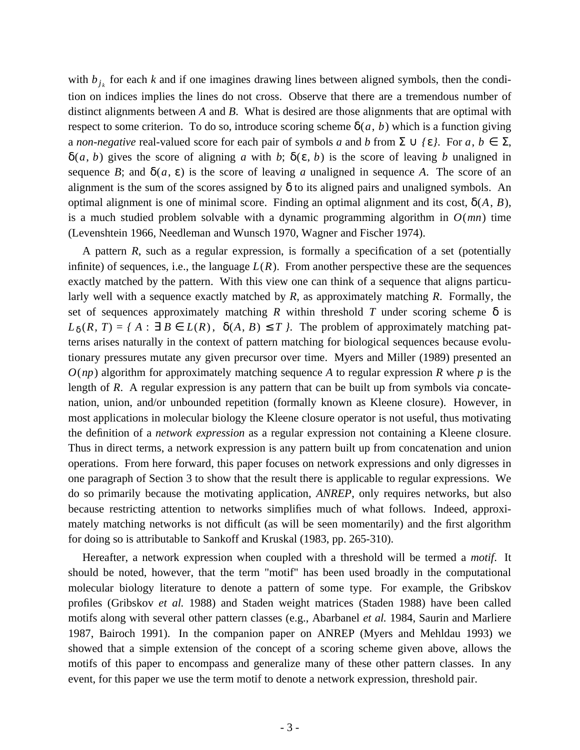with $b_{j_k}$ for each $k$ and if one imagines drawing lines between aligned symbols, then the condition on indices implies the lines do not cross. Observe that there are a tremendous number of distinct alignments between $A$ and $B$. What is desired are those alignments that are optimal with respect to some criterion. To do so, introduce scoring scheme $\delta(a, b)$ which is a function giving a *non-negative* real-valued score for each pair of symbols $a$ and $b$ from $\Sigma \cup \{\varepsilon\}$. For $a, b \in \Sigma$, $\delta(a, b)$ gives the score of aligning $a$ with $b$; $\delta(\varepsilon, b)$ is the score of leaving $b$ unaligned in sequence $B$; and $\delta(a, \varepsilon)$ is the score of leaving $a$ unaligned in sequence $A$. The score of an alignment is the sum of the scores assigned by $\delta$ to its aligned pairs and unaligned symbols. An optimal alignment is one of minimal score. Finding an optimal alignment and its cost, $\delta(A, B)$, is a much studied problem solvable with a dynamic programming algorithm in $O(mn)$ time (Levenshtein 1966, Needleman and Wunsch 1970, Wagner and Fischer 1974).

A pattern $R$, such as a regular expression, is formally a specification of a set (potentially infinite) of sequences, i.e., the language $L(R)$. From another perspective these are the sequences exactly matched by the pattern. With this view one can think of a sequence that aligns particularly well with a sequence exactly matched by $R$, as approximately matching $R$. Formally, the set of sequences approximately matching $R$ within threshold $T$ under scoring scheme $\delta$ is $L_\delta(R, T) = \{ A : \exists B \in L(R), \ \delta(A, B) \leq T \}$. The problem of approximately matching patterns arises naturally in the context of pattern matching for biological sequences because evolutionary pressures mutate any given precursor over time. Myers and Miller (1989) presented an $O(np)$ algorithm for approximately matching sequence $A$ to regular expression $R$ where $p$ is the length of $R$. A regular expression is any pattern that can be built up from symbols via concatenation, union, and/or unbounded repetition (formally known as Kleene closure). However, in most applications in molecular biology the Kleene closure operator is not useful, thus motivating the definition of a *network expression* as a regular expression not containing a Kleene closure. Thus in direct terms, a network expression is any pattern built up from concatenation and union operations. From here forward, this paper focuses on network expressions and only digresses in one paragraph of Section 3 to show that the result there is applicable to regular expressions. We do so primarily because the motivating application, *ANREP*, only requires networks, but also because restricting attention to networks simplifies much of what follows. Indeed, approximately matching networks is not difficult (as will be seen momentarily) and the first algorithm for doing so is attributable to Sankoff and Kruskal (1983, pp. 265-310).

Hereafter, a network expression when coupled with a threshold will be termed a *motif*. It should be noted, however, that the term "motif" has been used broadly in the computational molecular biology literature to denote a pattern of some type. For example, the Gribskov profiles (Gribskov *et al.* 1988) and Staden weight matrices (Staden 1988) have been called motifs along with several other pattern classes (e.g., Abarbanel *et al.* 1984, Saurin and Marliere 1987, Bairoch 1991). In the companion paper on ANREP (Myers and Mehldau 1993) we showed that a simple extension of the concept of a scoring scheme given above, allows the motifs of this paper to encompass and generalize many of these other pattern classes. In any event, for this paper we use the term motif to denote a network expression, threshold pair.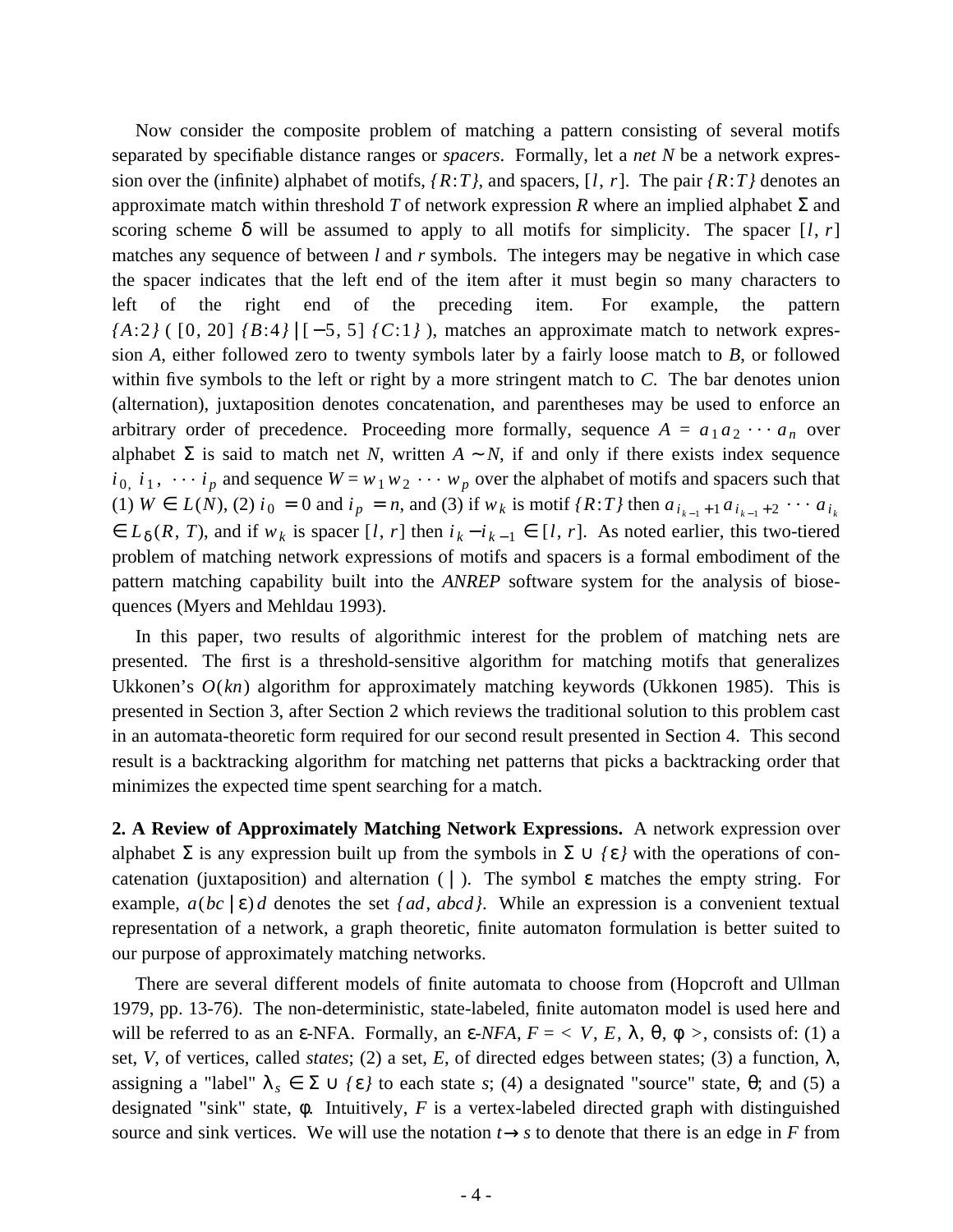Now consider the composite problem of matching a pattern consisting of several motifs separated by specifiable distance ranges or *spacers*. Formally, let a *net N* be a network expression over the (infinite) alphabet of motifs, $\{R{:}T\}$, and spacers, $[l, r]$. The pair $\{R{:}T\}$ denotes an approximate match within threshold $T$ of network expression $R$ where an implied alphabet $\Sigma$ and scoring scheme $\delta$ will be assumed to apply to all motifs for simplicity. The spacer $[l, r]$ matches any sequence of between $l$ and $r$ symbols. The integers may be negative in which case the spacer indicates that the left end of the item after it must begin so many characters to left of the right end of the preceding item. For example, the pattern $\{A{:}2\}\ (\ [0,\ 20]\ \{B{:}4\}\ |\ [-5,\ 5]\ \{C{:}1\}\ )$, matches an approximate match to network expression $A$, either followed zero to twenty symbols later by a fairly loose match to $B$, or followed within five symbols to the left or right by a more stringent match to $C$. The bar denotes union (alternation), juxtaposition denotes concatenation, and parentheses may be used to enforce an arbitrary order of precedence. Proceeding more formally, sequence $A = a_1 a_2 \cdots a_n$ over alphabet $\Sigma$ is said to match net $N$, written $A \sim N$, if and only if there exists index sequence $i_0, i_1, \cdots i_p$ and sequence $W = w_1 w_2 \cdots w_p$ over the alphabet of motifs and spacers such that (1) $W \in L(N)$, (2) $i_0 = 0$ and $i_p = n$, and (3) if $w_k$ is motif $\{R{:}T\}$ then $a_{i_{k-1}+1} a_{i_{k-1}+2} \cdots a_{i_k} \in L_\delta(R, T)$, and if $w_k$ is spacer $[l, r]$ then $i_k - i_{k-1} \in [l, r]$. As noted earlier, this two-tiered problem of matching network expressions of motifs and spacers is a formal embodiment of the pattern matching capability built into the *ANREP* software system for the analysis of biosequences (Myers and Mehldau 1993).

In this paper, two results of algorithmic interest for the problem of matching nets are presented. The first is a threshold-sensitive algorithm for matching motifs that generalizes Ukkonen's $O(kn)$ algorithm for approximately matching keywords (Ukkonen 1985). This is presented in Section 3, after Section 2 which reviews the traditional solution to this problem cast in an automata-theoretic form required for our second result presented in Section 4. This second result is a backtracking algorithm for matching net patterns that picks a backtracking order that minimizes the expected time spent searching for a match.

**2. A Review of Approximately Matching Network Expressions.** A network expression over alphabet $\Sigma$ is any expression built up from the symbols in $\Sigma \cup \{\varepsilon\}$ with the operations of concatenation (juxtaposition) and alternation ( | ). The symbol $\varepsilon$ matches the empty string. For example, $a(bc\,|\,\varepsilon)d$ denotes the set $\{ad, abcd\}$. While an expression is a convenient textual representation of a network, a graph theoretic, finite automaton formulation is better suited to our purpose of approximately matching networks.

There are several different models of finite automata to choose from (Hopcroft and Ullman 1979, pp. 13-76). The non-deterministic, state-labeled, finite automaton model is used here and will be referred to as an $\varepsilon$-NFA. Formally, an *$\varepsilon$-NFA*, $F = <V, E, \lambda, \theta, \phi>$, consists of: (1) a set, $V$, of vertices, called *states*; (2) a set, $E$, of directed edges between states; (3) a function, $\lambda$, assigning a "label" $\lambda_s \in \Sigma \cup \{\varepsilon\}$ to each state $s$; (4) a designated "source" state, $\theta$; and (5) a designated "sink" state, $\phi$. Intuitively, $F$ is a vertex-labeled directed graph with distinguished source and sink vertices. We will use the notation $t \rightarrow s$ to denote that there is an edge in $F$ from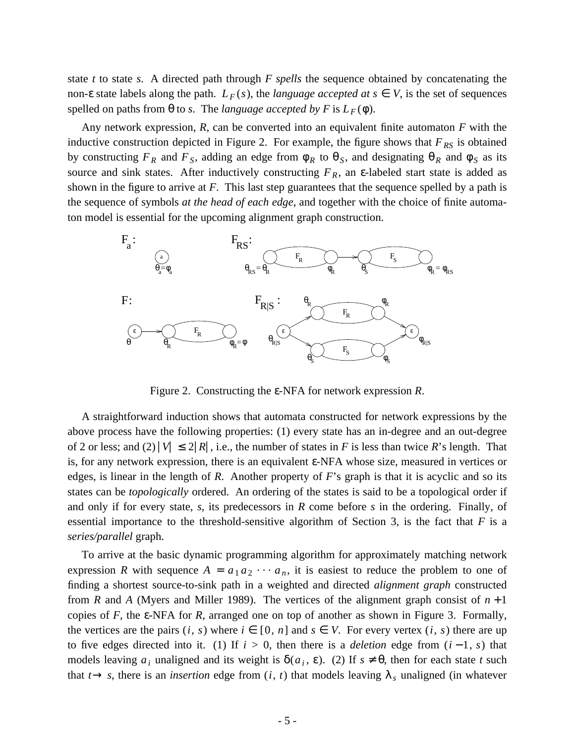state $t$ to state $s$. A directed path through $F$ *spells* the sequence obtained by concatenating the non-$\varepsilon$ state labels along the path. $L_F(s)$, the *language accepted at* $s \in V$, is the set of sequences spelled on paths from $\theta$ to $s$. The *language accepted by F* is $L_F(\phi)$.

Any network expression, $R$, can be converted into an equivalent finite automaton $F$ with the inductive construction depicted in Figure 2. For example, the figure shows that $F_{RS}$ is obtained by constructing $F_R$ and $F_S$, adding an edge from $\phi_R$ to $\theta_S$, and designating $\theta_R$ and $\phi_S$ as its source and sink states. After inductively constructing $F_R$, an $\varepsilon$-labeled start state is added as shown in the figure to arrive at $F$. This last step guarantees that the sequence spelled by a path is the sequence of symbols *at the head of each edge*, and together with the choice of finite automaton model is essential for the upcoming alignment graph construction.

Figure 2. Constructing the $\varepsilon$-NFA for network expression $R$.

A straightforward induction shows that automata constructed for network expressions by the above process have the following properties: (1) every state has an in-degree and an out-degree of 2 or less; and (2) $|V| \le 2|R|$, i.e., the number of states in $F$ is less than twice $R$'s length. That is, for any network expression, there is an equivalent $\varepsilon$-NFA whose size, measured in vertices or edges, is linear in the length of $R$. Another property of $F$'s graph is that it is acyclic and so its states can be *topologically* ordered. An ordering of the states is said to be a topological order if and only if for every state, $s$, its predecessors in $R$ come before $s$ in the ordering. Finally, of essential importance to the threshold-sensitive algorithm of Section 3, is the fact that $F$ is a *series/parallel* graph.

To arrive at the basic dynamic programming algorithm for approximately matching network expression $R$ with sequence $A = a_1 a_2 \cdots a_n$, it is easiest to reduce the problem to one of finding a shortest source-to-sink path in a weighted and directed *alignment graph* constructed from $R$ and $A$ (Myers and Miller 1989). The vertices of the alignment graph consist of $n+1$ copies of $F$, the $\varepsilon$-NFA for $R$, arranged one on top of another as shown in Figure 3. Formally, the vertices are the pairs $(i, s)$ where $i \in [0, n]$ and $s \in V$. For every vertex $(i, s)$ there are up to five edges directed into it. (1) If $i > 0$, then there is a *deletion* edge from $(i-1, s)$ that models leaving $a_i$ unaligned and its weight is $\delta(a_i, \varepsilon)$. (2) If $s \ne \theta$, then for each state $t$ such that $t \to s$, there is an *insertion* edge from $(i, t)$ that models leaving $\lambda_s$ unaligned (in whatever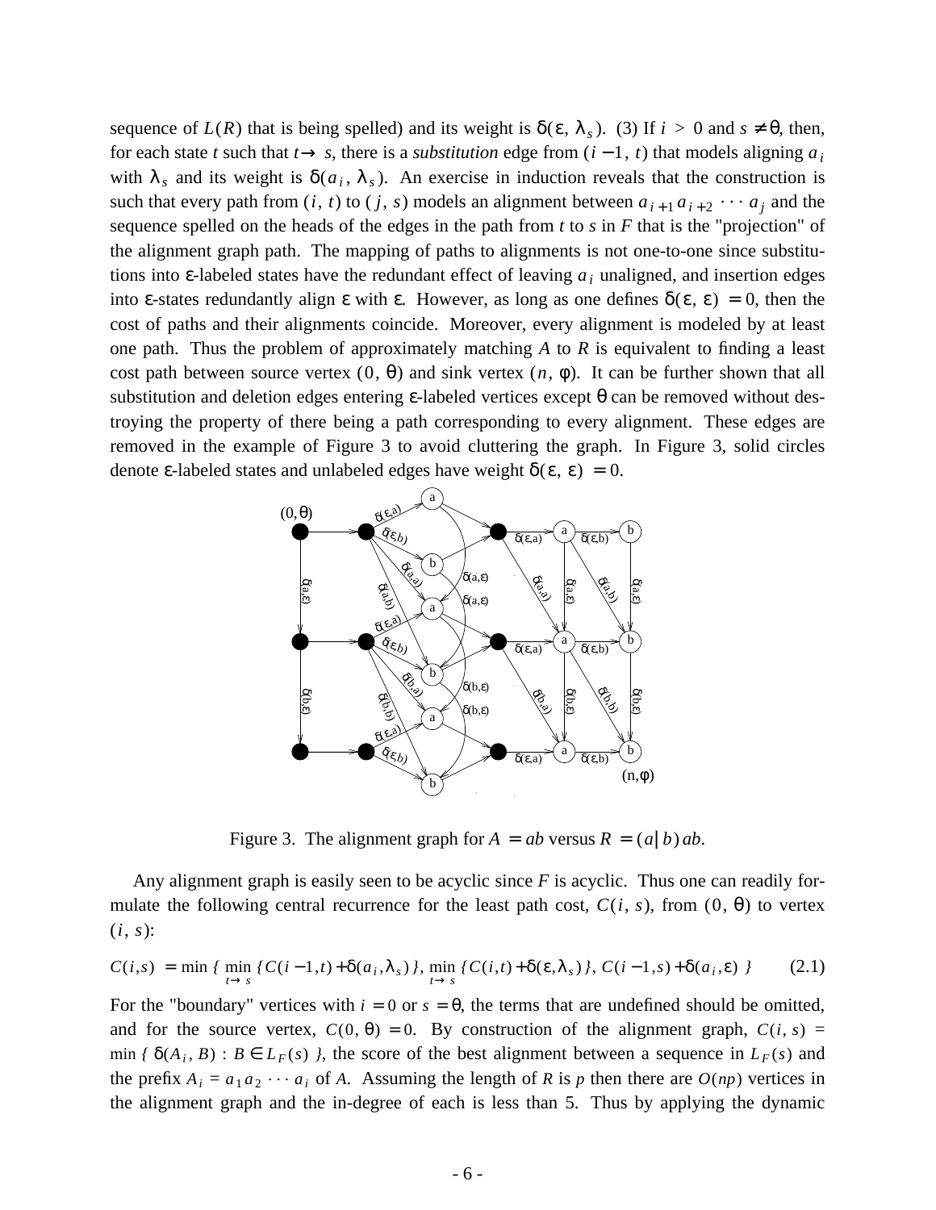sequence of $L(R)$ that is being spelled) and its weight is $\delta(\varepsilon, \lambda_s)$. (3) If $i > 0$ and $s \neq \theta$, then, for each state $t$ such that $t \rightarrow s$, there is a *substitution* edge from $(i-1, t)$ that models aligning $a_i$ with $\lambda_s$ and its weight is $\delta(a_i, \lambda_s)$. An exercise in induction reveals that the construction is such that every path from $(i, t)$ to $(j, s)$ models an alignment between $a_{i+1} a_{i+2} \cdots a_j$ and the sequence spelled on the heads of the edges in the path from $t$ to $s$ in $F$ that is the "projection" of the alignment graph path. The mapping of paths to alignments is not one-to-one since substitutions into $\varepsilon$-labeled states have the redundant effect of leaving $a_i$ unaligned, and insertion edges into $\varepsilon$-states redundantly align $\varepsilon$ with $\varepsilon$. However, as long as one defines $\delta(\varepsilon, \varepsilon) = 0$, then the cost of paths and their alignments coincide. Moreover, every alignment is modeled by at least one path. Thus the problem of approximately matching $A$ to $R$ is equivalent to finding a least cost path between source vertex $(0, \theta)$ and sink vertex $(n, \phi)$. It can be further shown that all substitution and deletion edges entering $\varepsilon$-labeled vertices except $\theta$ can be removed without destroying the property of there being a path corresponding to every alignment. These edges are removed in the example of Figure 3 to avoid cluttering the graph. In Figure 3, solid circles denote $\varepsilon$-labeled states and unlabeled edges have weight $\delta(\varepsilon, \varepsilon) = 0$.

Figure 3. The alignment graph for $A = ab$ versus $R = (a|b)ab$.

Any alignment graph is easily seen to be acyclic since $F$ is acyclic. Thus one can readily formulate the following central recurrence for the least path cost, $C(i, s)$, from $(0, \theta)$ to vertex $(i, s)$:

$$C(i,s) = \min \{ \min_{t \rightarrow s} \{ C(i-1,t) + \delta(a_i, \lambda_s) \}, \min_{t \rightarrow s} \{ C(i,t) + \delta(\varepsilon, \lambda_s) \}, C(i-1,s) + \delta(a_i, \varepsilon) \} \tag{2.1}$$

For the "boundary" vertices with $i = 0$ or $s = \theta$, the terms that are undefined should be omitted, and for the source vertex, $C(0, \theta) = 0$. By construction of the alignment graph, $C(i, s) = \min \{ \delta(A_i, B) : B \in L_F(s) \}$, the score of the best alignment between a sequence in $L_F(s)$ and the prefix $A_i = a_1 a_2 \cdots a_i$ of $A$. Assuming the length of $R$ is $p$ then there are $O(np)$ vertices in the alignment graph and the in-degree of each is less than 5. Thus by applying the dynamic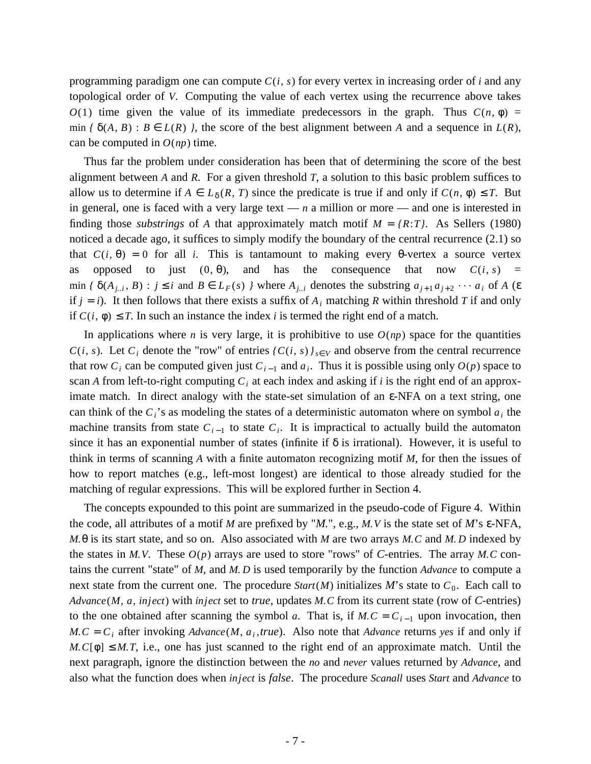programming paradigm one can compute $C(i, s)$ for every vertex in increasing order of $i$ and any topological order of $V$. Computing the value of each vertex using the recurrence above takes $O(1)$ time given the value of its immediate predecessors in the graph. Thus $C(n, \phi) = \min \{ \delta(A, B) : B \in L(R) \}$, the score of the best alignment between $A$ and a sequence in $L(R)$, can be computed in $O(np)$ time.

Thus far the problem under consideration has been that of determining the score of the best alignment between $A$ and $R$. For a given threshold $T$, a solution to this basic problem suffices to allow us to determine if $A \in L_\delta(R, T)$ since the predicate is true if and only if $C(n, \phi) \le T$. But in general, one is faced with a very large text — $n$ a million or more — and one is interested in finding those *substrings* of $A$ that approximately match motif $M = \{R{:}T\}$. As Sellers (1980) noticed a decade ago, it suffices to simply modify the boundary of the central recurrence (2.1) so that $C(i, \theta) = 0$ for all $i$. This is tantamount to making every $\theta$-vertex a source vertex as opposed to just $(0, \theta)$, and has the consequence that now $C(i, s) = \min \{ \delta(A_{j..i}, B) : j \le i \text{ and } B \in L_F(s) \}$ where $A_{j..i}$ denotes the substring $a_{j+1} a_{j+2} \cdots a_i$ of $A$ ($\varepsilon$ if $j = i$). It then follows that there exists a suffix of $A_i$ matching $R$ within threshold $T$ if and only if $C(i, \phi) \le T$. In such an instance the index $i$ is termed the right end of a match.

In applications where $n$ is very large, it is prohibitive to use $O(np)$ space for the quantities $C(i, s)$. Let $C_i$ denote the "row" of entries $\{C(i, s)\}_{s \in V}$ and observe from the central recurrence that row $C_i$ can be computed given just $C_{i-1}$ and $a_i$. Thus it is possible using only $O(p)$ space to scan $A$ from left-to-right computing $C_i$ at each index and asking if $i$ is the right end of an approximate match. In direct analogy with the state-set simulation of an $\varepsilon$-NFA on a text string, one can think of the $C_i$'s as modeling the states of a deterministic automaton where on symbol $a_i$ the machine transits from state $C_{i-1}$ to state $C_i$. It is impractical to actually build the automaton since it has an exponential number of states (infinite if $\delta$ is irrational). However, it is useful to think in terms of scanning $A$ with a finite automaton recognizing motif $M$, for then the issues of how to report matches (e.g., left-most longest) are identical to those already studied for the matching of regular expressions. This will be explored further in Section 4.

The concepts expounded to this point are summarized in the pseudo-code of Figure 4. Within the code, all attributes of a motif $M$ are prefixed by "$M$.", e.g., $M.V$ is the state set of $M$'s $\varepsilon$-NFA, $M.\theta$ is its start state, and so on. Also associated with $M$ are two arrays $M.C$ and $M.D$ indexed by the states in $M.V$. These $O(p)$ arrays are used to store "rows" of $C$-entries. The array $M.C$ contains the current "state" of $M$, and $M.D$ is used temporarily by the function *Advance* to compute a next state from the current one. The procedure *Start*$(M)$ initializes $M$'s state to $C_0$. Each call to *Advance*$(M, a, inject)$ with *inject* set to *true*, updates $M.C$ from its current state (row of $C$-entries) to the one obtained after scanning the symbol $a$. That is, if $M.C = C_{i-1}$ upon invocation, then $M.C = C_i$ after invoking *Advance*$(M, a_i, true)$. Also note that *Advance* returns *yes* if and only if $M.C[\phi] \le M.T$, i.e., one has just scanned to the right end of an approximate match. Until the next paragraph, ignore the distinction between the *no* and *never* values returned by *Advance*, and also what the function does when *inject* is *false*. The procedure *Scanall* uses *Start* and *Advance* to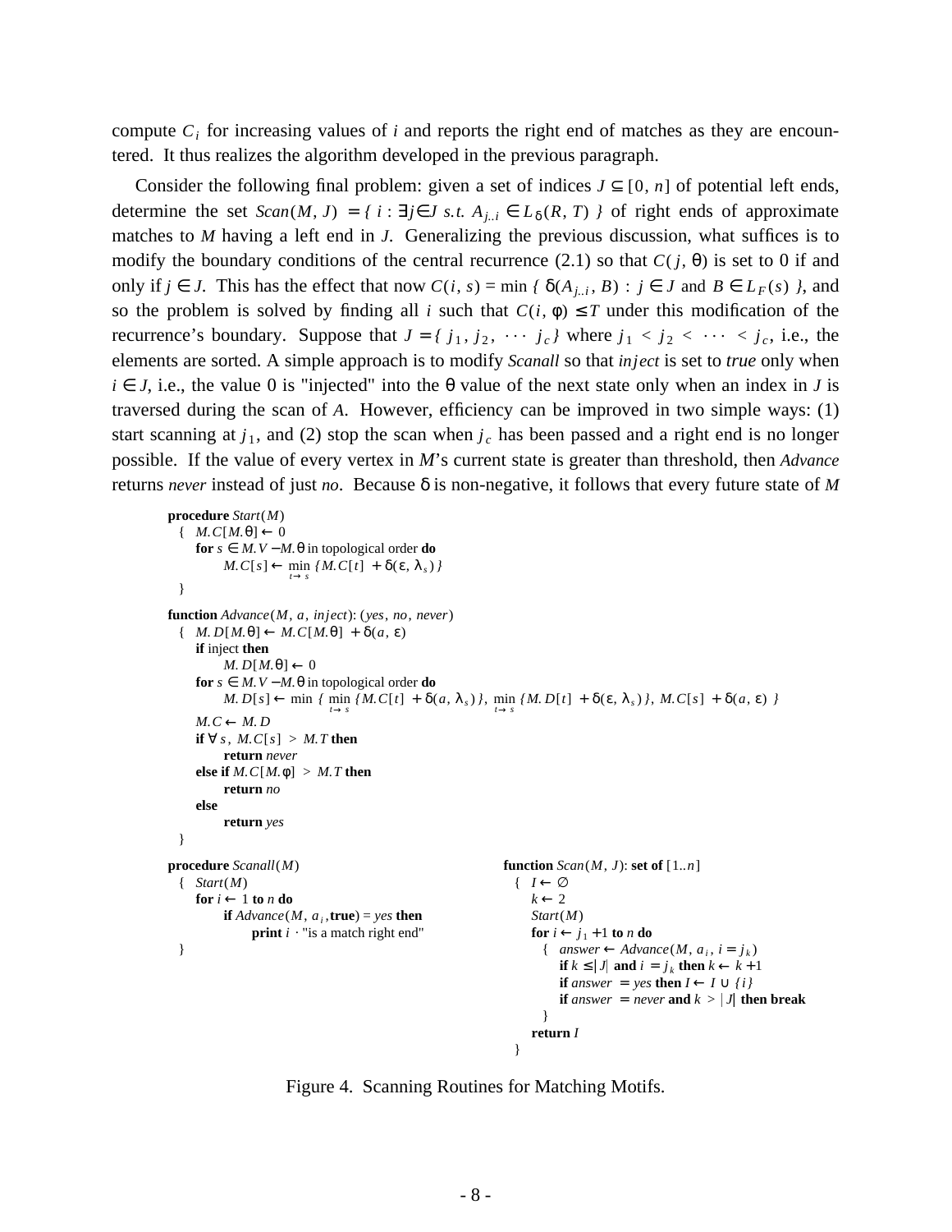compute $C_i$ for increasing values of $i$ and reports the right end of matches as they are encountered. It thus realizes the algorithm developed in the previous paragraph.

Consider the following final problem: given a set of indices $J \subseteq [0, n]$ of potential left ends, determine the set $Scan(M, J) = \{ i : \exists j \in J \ s.t. \ A_{j..i} \in L_\delta(R, T) \}$ of right ends of approximate matches to $M$ having a left end in $J$. Generalizing the previous discussion, what suffices is to modify the boundary conditions of the central recurrence (2.1) so that $C(j, \theta)$ is set to 0 if and only if $j \in J$. This has the effect that now $C(i, s) = \min \{ \delta(A_{j..i}, B) : j \in J \text{ and } B \in L_F(s) \}$, and so the problem is solved by finding all $i$ such that $C(i, \phi) \leq T$ under this modification of the recurrence's boundary. Suppose that $J = \{ j_1, j_2, \cdots j_c \}$ where $j_1 < j_2 < \cdots < j_c$, i.e., the elements are sorted. A simple approach is to modify *Scanall* so that *inject* is set to *true* only when $i \in J$, i.e., the value 0 is "injected" into the $\theta$ value of the next state only when an index in $J$ is traversed during the scan of $A$. However, efficiency can be improved in two simple ways: (1) start scanning at $j_1$, and (2) stop the scan when $j_c$ has been passed and a right end is no longer possible. If the value of every vertex in $M$'s current state is greater than threshold, then *Advance* returns *never* instead of just *no*. Because $\delta$ is non-negative, it follows that every future state of $M$

```
procedure Start(M)
  {  M.C[M.θ] ← 0
     for s ∈ M.V − M.θ in topological order do
          M.C[s] ← min_{t→s} { M.C[t] + δ(ε, λ_s) }
  }

function Advance(M, a, inject): (yes, no, never)
  {  M.D[M.θ] ← M.C[M.θ] + δ(a, ε)
     if inject then
          M.D[M.θ] ← 0
     for s ∈ M.V − M.θ in topological order do
          M.D[s] ← min { min_{t→s} { M.C[t] + δ(a, λ_s) }, min_{t→s} { M.D[t] + δ(ε, λ_s) }, M.C[s] + δ(a, ε) }
     M.C ← M.D
     if ∀ s, M.C[s] > M.T then
          return never
     else if M.C[M.φ] > M.T then
          return no
     else
          return yes
  }

procedure Scanall(M)
  {  Start(M)
     for i ← 1 to n do
          if Advance(M, a_i, true) = yes then
               print i · "is a match right end"
  }

function Scan(M, J): set of [1..n]
  {  I ← ∅
     k ← 2
     Start(M)
     for i ← j_1 + 1 to n do
        {  answer ← Advance(M, a_i, i = j_k)
           if k ≤ |J| and i = j_k then k ← k + 1
           if answer = yes then I ← I ∪ {i}
           if answer = never and k > |J| then break
        }
     return I
  }
```

Figure 4. Scanning Routines for Matching Motifs.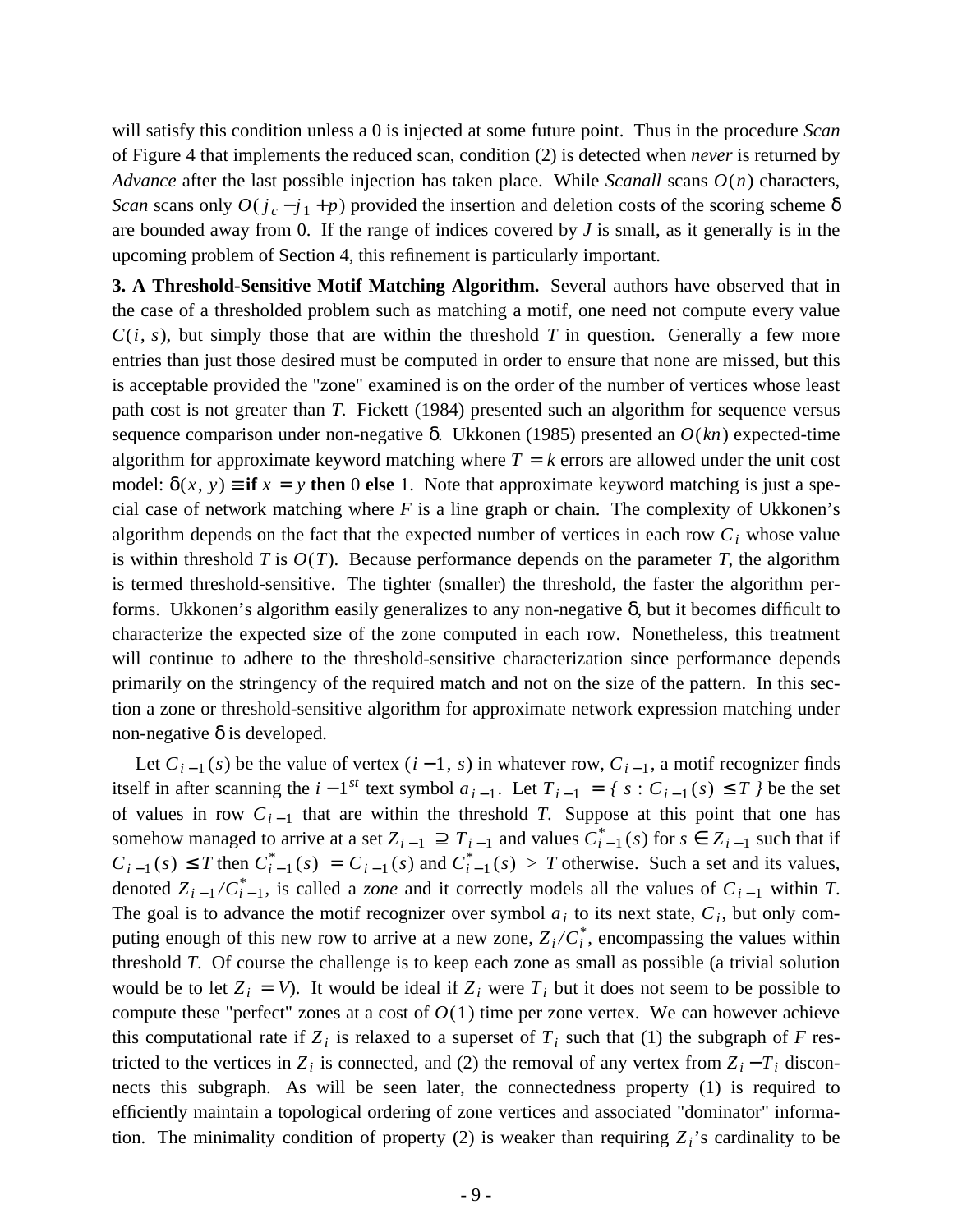will satisfy this condition unless a 0 is injected at some future point. Thus in the procedure *Scan* of Figure 4 that implements the reduced scan, condition (2) is detected when *never* is returned by *Advance* after the last possible injection has taken place. While *Scanall* scans $O(n)$ characters, *Scan* scans only $O(j_c - j_1 + p)$ provided the insertion and deletion costs of the scoring scheme $\delta$ are bounded away from 0. If the range of indices covered by $J$ is small, as it generally is in the upcoming problem of Section 4, this refinement is particularly important.

**3. A Threshold-Sensitive Motif Matching Algorithm.** Several authors have observed that in the case of a thresholded problem such as matching a motif, one need not compute every value $C(i, s)$, but simply those that are within the threshold $T$ in question. Generally a few more entries than just those desired must be computed in order to ensure that none are missed, but this is acceptable provided the "zone" examined is on the order of the number of vertices whose least path cost is not greater than $T$. Fickett (1984) presented such an algorithm for sequence versus sequence comparison under non-negative $\delta$. Ukkonen (1985) presented an $O(kn)$ expected-time algorithm for approximate keyword matching where $T = k$ errors are allowed under the unit cost model: $\delta(x, y) \equiv$ **if** $x = y$ **then** 0 **else** 1. Note that approximate keyword matching is just a special case of network matching where $F$ is a line graph or chain. The complexity of Ukkonen's algorithm depends on the fact that the expected number of vertices in each row $C_i$ whose value is within threshold $T$ is $O(T)$. Because performance depends on the parameter $T$, the algorithm is termed threshold-sensitive. The tighter (smaller) the threshold, the faster the algorithm performs. Ukkonen's algorithm easily generalizes to any non-negative $\delta$, but it becomes difficult to characterize the expected size of the zone computed in each row. Nonetheless, this treatment will continue to adhere to the threshold-sensitive characterization since performance depends primarily on the stringency of the required match and not on the size of the pattern. In this section a zone or threshold-sensitive algorithm for approximate network expression matching under non-negative $\delta$ is developed.

Let $C_{i-1}(s)$ be the value of vertex $(i-1, s)$ in whatever row, $C_{i-1}$, a motif recognizer finds itself in after scanning the $i-1^{st}$ text symbol $a_{i-1}$. Let $T_{i-1} = \{ s : C_{i-1}(s) \le T \}$ be the set of values in row $C_{i-1}$ that are within the threshold $T$. Suppose at this point that one has somehow managed to arrive at a set $Z_{i-1} \supseteq T_{i-1}$ and values $C^*_{i-1}(s)$ for $s \in Z_{i-1}$ such that if $C_{i-1}(s) \le T$ then $C^*_{i-1}(s) = C_{i-1}(s)$ and $C^*_{i-1}(s) > T$ otherwise. Such a set and its values, denoted $Z_{i-1}/C^*_{i-1}$, is called a *zone* and it correctly models all the values of $C_{i-1}$ within $T$. The goal is to advance the motif recognizer over symbol $a_i$ to its next state, $C_i$, but only computing enough of this new row to arrive at a new zone, $Z_i/C^*_i$, encompassing the values within threshold $T$. Of course the challenge is to keep each zone as small as possible (a trivial solution would be to let $Z_i = V$). It would be ideal if $Z_i$ were $T_i$ but it does not seem to be possible to compute these "perfect" zones at a cost of $O(1)$ time per zone vertex. We can however achieve this computational rate if $Z_i$ is relaxed to a superset of $T_i$ such that (1) the subgraph of $F$ restricted to the vertices in $Z_i$ is connected, and (2) the removal of any vertex from $Z_i - T_i$ disconnects this subgraph. As will be seen later, the connectedness property (1) is required to efficiently maintain a topological ordering of zone vertices and associated "dominator" information. The minimality condition of property (2) is weaker than requiring $Z_i$'s cardinality to be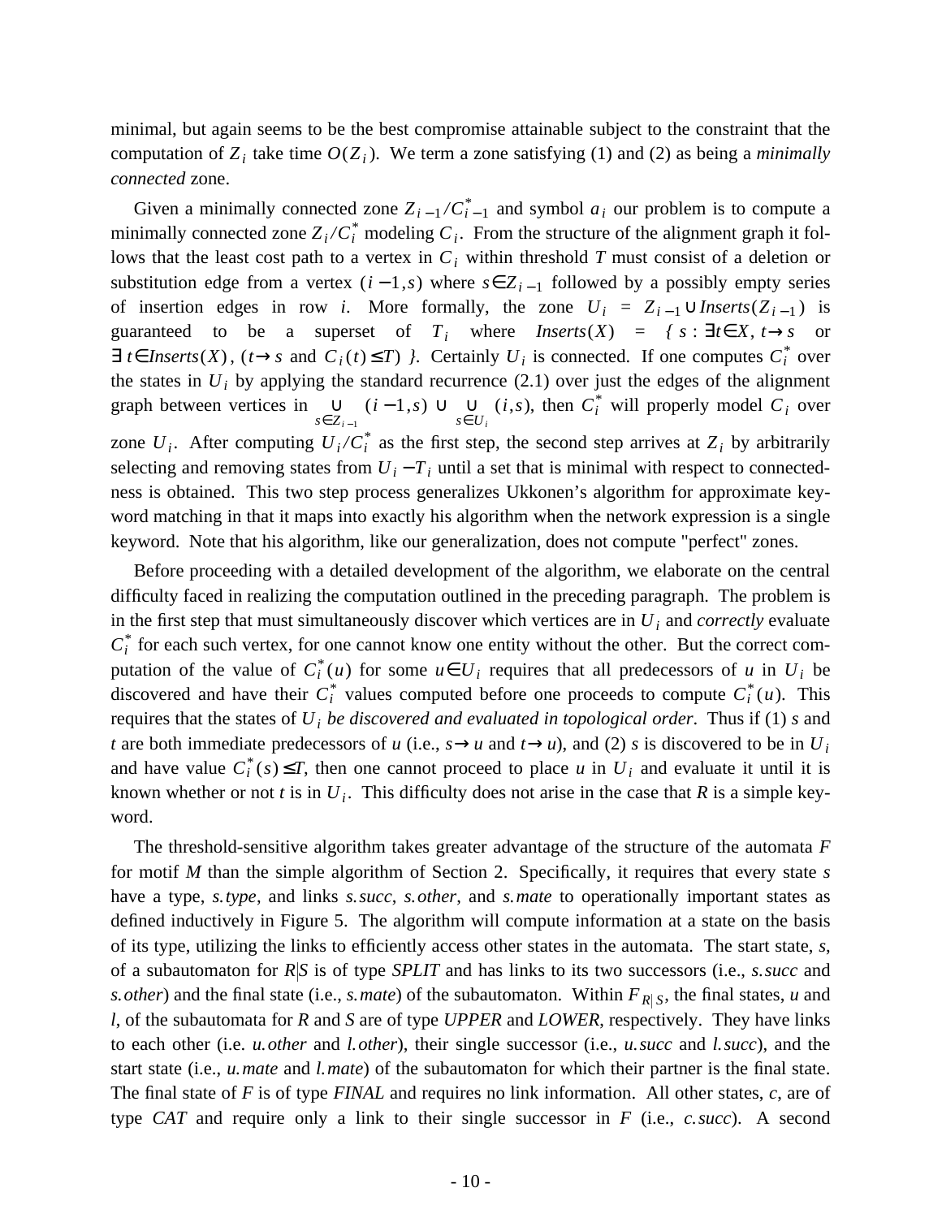minimal, but again seems to be the best compromise attainable subject to the constraint that the computation of $Z_i$ take time $O(Z_i)$. We term a zone satisfying (1) and (2) as being a *minimally connected* zone.

Given a minimally connected zone $Z_{i-1}/C^*_{i-1}$ and symbol $a_i$ our problem is to compute a minimally connected zone $Z_i/C^*_i$ modeling $C_i$. From the structure of the alignment graph it follows that the least cost path to a vertex in $C_i$ within threshold $T$ must consist of a deletion or substitution edge from a vertex $(i-1,s)$ where $s \in Z_{i-1}$ followed by a possibly empty series of insertion edges in row $i$. More formally, the zone $U_i = Z_{i-1} \cup Inserts(Z_{i-1})$ is guaranteed to be a superset of $T_i$ where $Inserts(X) = \{ s : \exists t \in X, t \to s$ or $\exists\, t \in Inserts(X), (t \to s$ and $C_i(t) \le T) \}$. Certainly $U_i$ is connected. If one computes $C^*_i$ over the states in $U_i$ by applying the standard recurrence (2.1) over just the edges of the alignment graph between vertices in $\bigcup_{s \in Z_{i-1}} (i-1,s) \cup \bigcup_{s \in U_i} (i,s)$, then $C^*_i$ will properly model $C_i$ over zone $U_i$. After computing $U_i/C^*_i$ as the first step, the second step arrives at $Z_i$ by arbitrarily selecting and removing states from $U_i - T_i$ until a set that is minimal with respect to connectedness is obtained. This two step process generalizes Ukkonen's algorithm for approximate keyword matching in that it maps into exactly his algorithm when the network expression is a single keyword. Note that his algorithm, like our generalization, does not compute "perfect" zones.

Before proceeding with a detailed development of the algorithm, we elaborate on the central difficulty faced in realizing the computation outlined in the preceding paragraph. The problem is in the first step that must simultaneously discover which vertices are in $U_i$ and *correctly* evaluate $C^*_i$ for each such vertex, for one cannot know one entity without the other. But the correct computation of the value of $C^*_i(u)$ for some $u \in U_i$ requires that all predecessors of $u$ in $U_i$ be discovered and have their $C^*_i$ values computed before one proceeds to compute $C^*_i(u)$. This requires that the states of $U_i$ *be discovered and evaluated in topological order*. Thus if (1) $s$ and $t$ are both immediate predecessors of $u$ (i.e., $s \to u$ and $t \to u$), and (2) $s$ is discovered to be in $U_i$ and have value $C^*_i(s) \le T$, then one cannot proceed to place $u$ in $U_i$ and evaluate it until it is known whether or not $t$ is in $U_i$. This difficulty does not arise in the case that $R$ is a simple keyword.

The threshold-sensitive algorithm takes greater advantage of the structure of the automata $F$ for motif $M$ than the simple algorithm of Section 2. Specifically, it requires that every state $s$ have a type, $s.type$, and links $s.succ$, $s.other$, and $s.mate$ to operationally important states as defined inductively in Figure 5. The algorithm will compute information at a state on the basis of its type, utilizing the links to efficiently access other states in the automata. The start state, $s$, of a subautomaton for $R|S$ is of type *SPLIT* and has links to its two successors (i.e., $s.succ$ and $s.other$) and the final state (i.e., $s.mate$) of the subautomaton. Within $F_{R|S}$, the final states, $u$ and $l$, of the subautomata for $R$ and $S$ are of type *UPPER* and *LOWER*, respectively. They have links to each other (i.e. $u.other$ and $l.other$), their single successor (i.e., $u.succ$ and $l.succ$), and the start state (i.e., $u.mate$ and $l.mate$) of the subautomaton for which their partner is the final state. The final state of $F$ is of type *FINAL* and requires no link information. All other states, $c$, are of type *CAT* and require only a link to their single successor in $F$ (i.e., $c.succ$). A second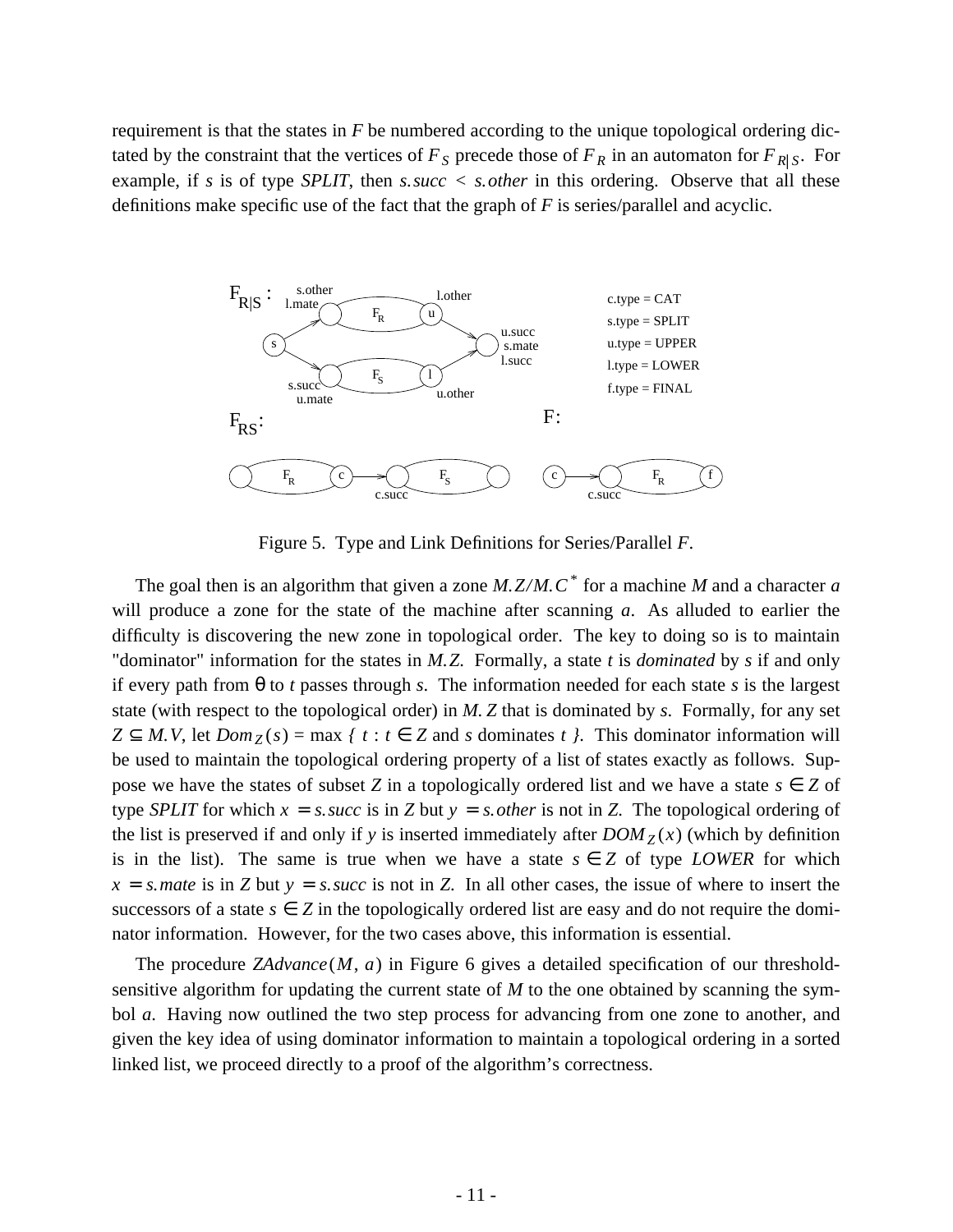requirement is that the states in *F* be numbered according to the unique topological ordering dictated by the constraint that the vertices of $F_S$ precede those of $F_R$ in an automaton for $F_{R|S}$. For example, if *s* is of type *SPLIT*, then $s.succ < s.other$ in this ordering. Observe that all these definitions make specific use of the fact that the graph of *F* is series/parallel and acyclic.

Figure 5. Type and Link Definitions for Series/Parallel *F*.

The goal then is an algorithm that given a zone $M.Z/M.C^*$ for a machine *M* and a character *a* will produce a zone for the state of the machine after scanning *a*. As alluded to earlier the difficulty is discovering the new zone in topological order. The key to doing so is to maintain "dominator" information for the states in *M.Z.* Formally, a state *t* is *dominated* by *s* if and only if every path from θ to *t* passes through *s*. The information needed for each state *s* is the largest state (with respect to the topological order) in $M.Z$ that is dominated by *s*. Formally, for any set $Z \subseteq M.V$, let $Dom_Z(s) = \max \{ t : t \in Z$ and $s$ dominates $t \}$. This dominator information will be used to maintain the topological ordering property of a list of states exactly as follows. Suppose we have the states of subset *Z* in a topologically ordered list and we have a state $s \in Z$ of type *SPLIT* for which $x = s.succ$ is in *Z* but $y = s.other$ is not in *Z*. The topological ordering of the list is preserved if and only if *y* is inserted immediately after $DOM_Z(x)$ (which by definition is in the list). The same is true when we have a state $s \in Z$ of type *LOWER* for which $x = s.mate$ is in *Z* but $y = s.succ$ is not in *Z*. In all other cases, the issue of where to insert the successors of a state $s \in Z$ in the topologically ordered list are easy and do not require the dominator information. However, for the two cases above, this information is essential.

The procedure $ZAdvance(M, a)$ in Figure 6 gives a detailed specification of our threshold-sensitive algorithm for updating the current state of *M* to the one obtained by scanning the symbol *a*. Having now outlined the two step process for advancing from one zone to another, and given the key idea of using dominator information to maintain a topological ordering in a sorted linked list, we proceed directly to a proof of the algorithm's correctness.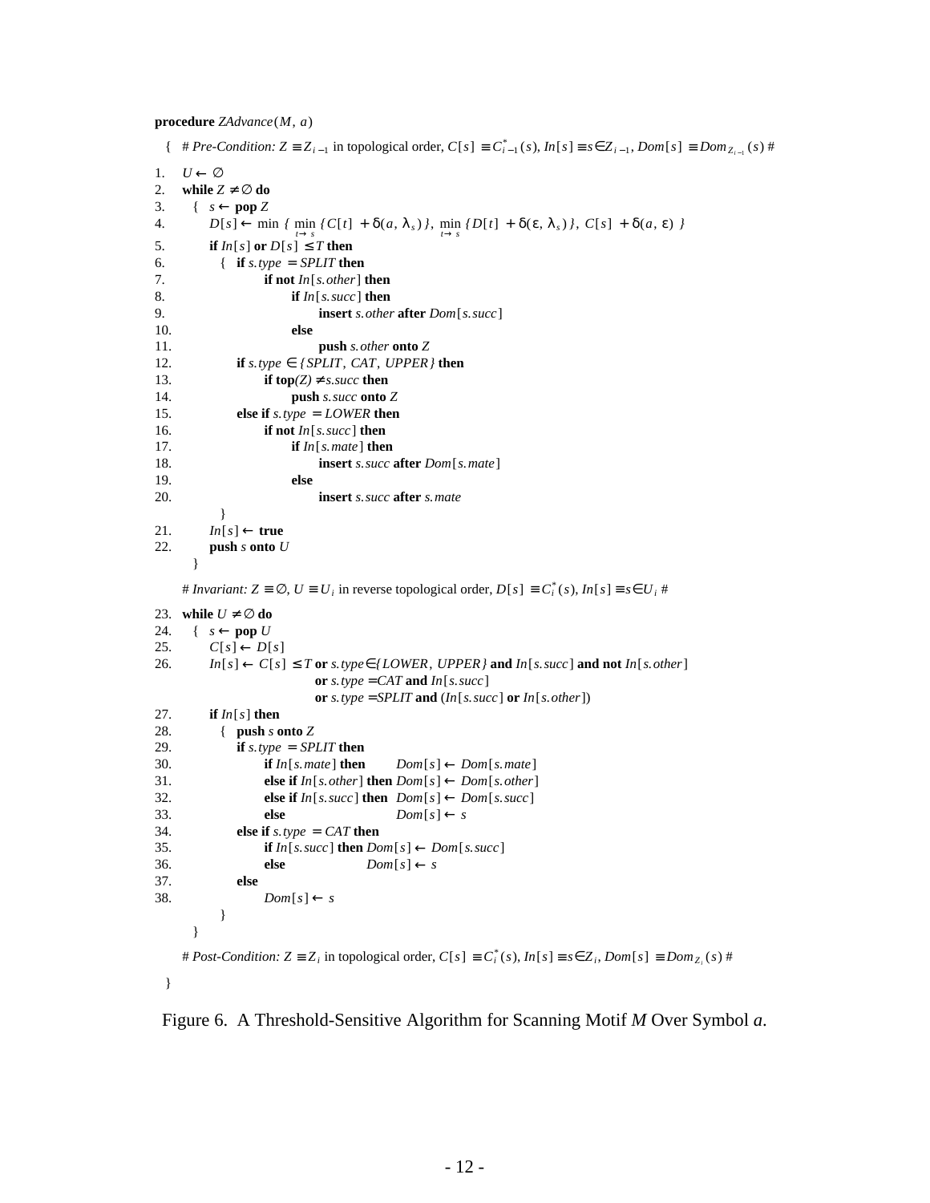```
procedure ZAdvance(M, a)
  { # Pre-Condition: Z ≡ Z_{i−1} in topological order, C[s] ≡ C*_{i−1}(s), In[s] ≡ s∈Z_{i−1}, Dom[s] ≡ Dom_{Z_{i−1}}(s) #

1.    U ← ∅
2.    while Z ≠ ∅ do
3.      {  s ← pop Z
4.         D[s] ← min { min_{t→s} {C[t] + δ(a, λ_s)}, min_{t→s} {D[t] + δ(ε, λ_s)}, C[s] + δ(a, ε) }
5.         if In[s] or D[s] ≤ T then
6.           {  if s.type = SPLIT then
7.                 if not In[s.other] then
8.                    if In[s.succ] then
9.                       insert s.other after Dom[s.succ]
10.                   else
11.                      push s.other onto Z
12.             if s.type ∈ {SPLIT, CAT, UPPER} then
13.                if top(Z) ≠ s.succ then
14.                   push s.succ onto Z
15.             else if s.type = LOWER then
16.                if not In[s.succ] then
17.                   if In[s.mate] then
18.                      insert s.succ after Dom[s.mate]
19.                   else
20.                      insert s.succ after s.mate
             }
21.        In[s] ← true
22.        push s onto U
      }

    # Invariant: Z ≡ ∅, U ≡ U_i in reverse topological order, D[s] ≡ C*_i(s), In[s] ≡ s∈U_i #

23.  while U ≠ ∅ do
24.    {  s ← pop U
25.       C[s] ← D[s]
26.       In[s] ← C[s] ≤ T or s.type∈{LOWER, UPPER} and In[s.succ] and not In[s.other]
                          or s.type = CAT and In[s.succ]
                          or s.type = SPLIT and (In[s.succ] or In[s.other])
27.       if In[s] then
28.         {  push s onto Z
29.            if s.type = SPLIT then
30.               if In[s.mate] then         Dom[s] ← Dom[s.mate]
31.               else if In[s.other] then Dom[s] ← Dom[s.other]
32.               else if In[s.succ] then  Dom[s] ← Dom[s.succ]
33.               else                       Dom[s] ← s
34.            else if s.type = CAT then
35.               if In[s.succ] then Dom[s] ← Dom[s.succ]
36.               else                Dom[s] ← s
37.            else
38.               Dom[s] ← s
          }
     }

    # Post-Condition: Z ≡ Z_i in topological order, C[s] ≡ C*_i(s), In[s] ≡ s∈Z_i, Dom[s] ≡ Dom_{Z_i}(s) #

  }
```

Figure 6. A Threshold-Sensitive Algorithm for Scanning Motif *M* Over Symbol *a*.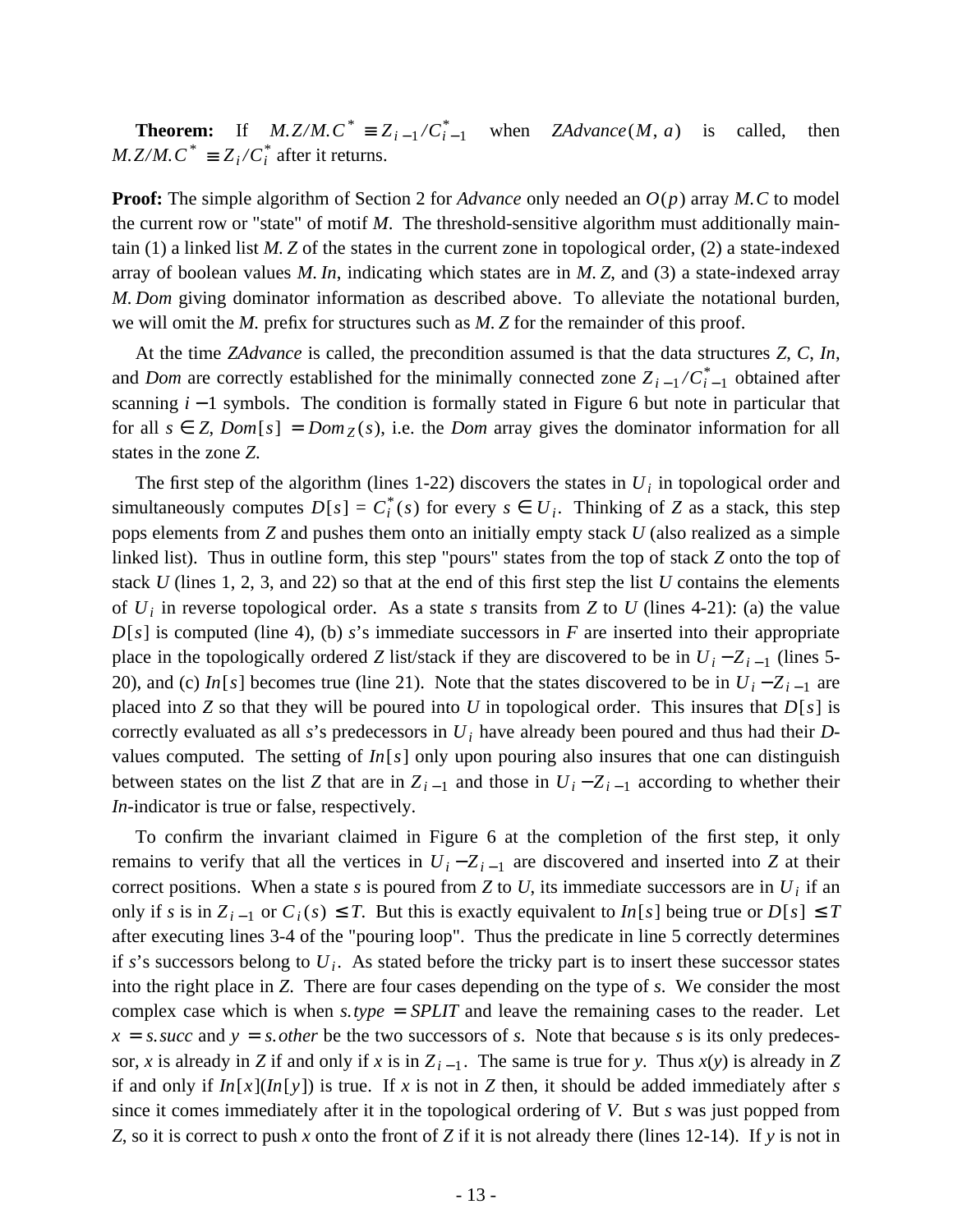**Theorem:** If $M.Z/M.C^* \equiv Z_{i-1}/C^*_{i-1}$ when $ZAdvance(M, a)$ is called, then $M.Z/M.C^* \equiv Z_i/C^*_i$ after it returns.

**Proof:** The simple algorithm of Section 2 for *Advance* only needed an $O(p)$ array $M.C$ to model the current row or "state" of motif $M$. The threshold-sensitive algorithm must additionally maintain (1) a linked list $M.Z$ of the states in the current zone in topological order, (2) a state-indexed array of boolean values $M.In$, indicating which states are in $M.Z$, and (3) a state-indexed array $M.Dom$ giving dominator information as described above. To alleviate the notational burden, we will omit the *M.* prefix for structures such as $M.Z$ for the remainder of this proof.

At the time *ZAdvance* is called, the precondition assumed is that the data structures *Z*, *C*, *In*, and *Dom* are correctly established for the minimally connected zone $Z_{i-1}/C^*_{i-1}$ obtained after scanning $i-1$ symbols. The condition is formally stated in Figure 6 but note in particular that for all $s \in Z$, $Dom[s] = Dom_Z(s)$, i.e. the *Dom* array gives the dominator information for all states in the zone *Z*.

The first step of the algorithm (lines 1-22) discovers the states in $U_i$ in topological order and simultaneously computes $D[s] = C^*_i(s)$ for every $s \in U_i$. Thinking of *Z* as a stack, this step pops elements from *Z* and pushes them onto an initially empty stack *U* (also realized as a simple linked list). Thus in outline form, this step "pours" states from the top of stack *Z* onto the top of stack *U* (lines 1, 2, 3, and 22) so that at the end of this first step the list *U* contains the elements of $U_i$ in reverse topological order. As a state *s* transits from *Z* to *U* (lines 4-21): (a) the value $D[s]$ is computed (line 4), (b) *s*'s immediate successors in *F* are inserted into their appropriate place in the topologically ordered *Z* list/stack if they are discovered to be in $U_i - Z_{i-1}$ (lines 5-20), and (c) $In[s]$ becomes true (line 21). Note that the states discovered to be in $U_i - Z_{i-1}$ are placed into *Z* so that they will be poured into *U* in topological order. This insures that $D[s]$ is correctly evaluated as all *s*'s predecessors in $U_i$ have already been poured and thus had their *D*-values computed. The setting of $In[s]$ only upon pouring also insures that one can distinguish between states on the list *Z* that are in $Z_{i-1}$ and those in $U_i - Z_{i-1}$ according to whether their *In*-indicator is true or false, respectively.

To confirm the invariant claimed in Figure 6 at the completion of the first step, it only remains to verify that all the vertices in $U_i - Z_{i-1}$ are discovered and inserted into *Z* at their correct positions. When a state *s* is poured from *Z* to *U*, its immediate successors are in $U_i$ if an only if *s* is in $Z_{i-1}$ or $C_i(s) \le T$. But this is exactly equivalent to $In[s]$ being true or $D[s] \le T$ after executing lines 3-4 of the "pouring loop". Thus the predicate in line 5 correctly determines if *s*'s successors belong to $U_i$. As stated before the tricky part is to insert these successor states into the right place in *Z*. There are four cases depending on the type of *s*. We consider the most complex case which is when $s.type = SPLIT$ and leave the remaining cases to the reader. Let $x = s.succ$ and $y = s.other$ be the two successors of *s*. Note that because *s* is its only predecessor, *x* is already in *Z* if and only if *x* is in $Z_{i-1}$. The same is true for *y*. Thus *x*(*y*) is already in *Z* if and only if $In[x]$($In[y]$) is true. If *x* is not in *Z* then, it should be added immediately after *s* since it comes immediately after it in the topological ordering of *V*. But *s* was just popped from *Z*, so it is correct to push *x* onto the front of *Z* if it is not already there (lines 12-14). If *y* is not in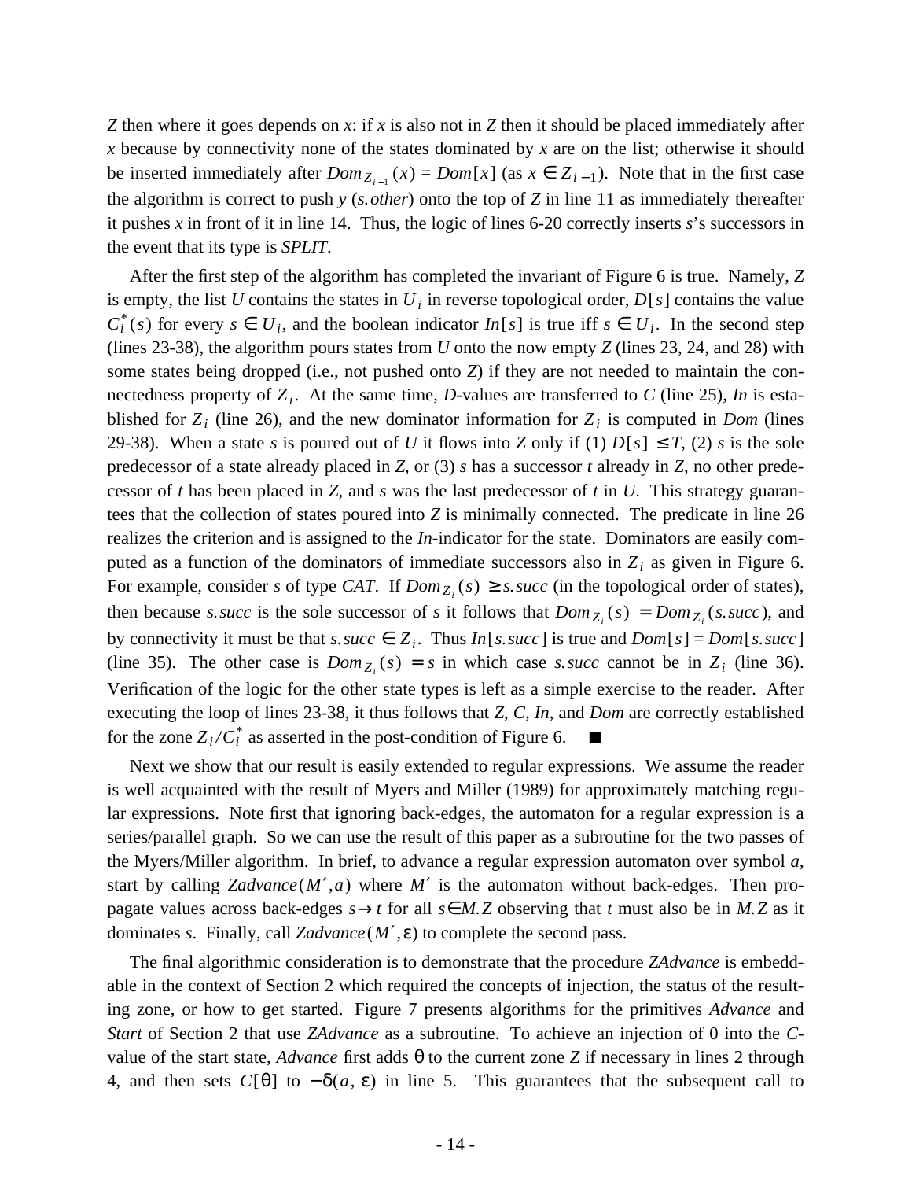$Z$ then where it goes depends on $x$: if $x$ is also not in $Z$ then it should be placed immediately after $x$ because by connectivity none of the states dominated by $x$ are on the list; otherwise it should be inserted immediately after $Dom_{Z_{i-1}}(x) = Dom[x]$ (as $x \in Z_{i-1}$). Note that in the first case the algorithm is correct to push $y$ ($s.other$) onto the top of $Z$ in line 11 as immediately thereafter it pushes $x$ in front of it in line 14. Thus, the logic of lines 6-20 correctly inserts $s$'s successors in the event that its type is *SPLIT*.

After the first step of the algorithm has completed the invariant of Figure 6 is true. Namely, $Z$ is empty, the list $U$ contains the states in $U_i$ in reverse topological order, $D[s]$ contains the value $C_i^*(s)$ for every $s \in U_i$, and the boolean indicator $In[s]$ is true iff $s \in U_i$. In the second step (lines 23-38), the algorithm pours states from $U$ onto the now empty $Z$ (lines 23, 24, and 28) with some states being dropped (i.e., not pushed onto $Z$) if they are not needed to maintain the connectedness property of $Z_i$. At the same time, $D$-values are transferred to $C$ (line 25), $In$ is established for $Z_i$ (line 26), and the new dominator information for $Z_i$ is computed in *Dom* (lines 29-38). When a state $s$ is poured out of $U$ it flows into $Z$ only if (1) $D[s] \le T$, (2) $s$ is the sole predecessor of a state already placed in $Z$, or (3) $s$ has a successor $t$ already in $Z$, no other predecessor of $t$ has been placed in $Z$, and $s$ was the last predecessor of $t$ in $U$. This strategy guarantees that the collection of states poured into $Z$ is minimally connected. The predicate in line 26 realizes the criterion and is assigned to the $In$-indicator for the state. Dominators are easily computed as a function of the dominators of immediate successors also in $Z_i$ as given in Figure 6. For example, consider $s$ of type *CAT*. If $Dom_{Z_i}(s) \ge s.succ$ (in the topological order of states), then because $s.succ$ is the sole successor of $s$ it follows that $Dom_{Z_i}(s) = Dom_{Z_i}(s.succ)$, and by connectivity it must be that $s.succ \in Z_i$. Thus $In[s.succ]$ is true and $Dom[s] = Dom[s.succ]$ (line 35). The other case is $Dom_{Z_i}(s) = s$ in which case $s.succ$ cannot be in $Z_i$ (line 36). Verification of the logic for the other state types is left as a simple exercise to the reader. After executing the loop of lines 23-38, it thus follows that $Z$, $C$, $In$, and *Dom* are correctly established for the zone $Z_i / C_i^*$ as asserted in the post-condition of Figure 6. ■

Next we show that our result is easily extended to regular expressions. We assume the reader is well acquainted with the result of Myers and Miller (1989) for approximately matching regular expressions. Note first that ignoring back-edges, the automaton for a regular expression is a series/parallel graph. So we can use the result of this paper as a subroutine for the two passes of the Myers/Miller algorithm. In brief, to advance a regular expression automaton over symbol $a$, start by calling $Zadvance(M', a)$ where $M'$ is the automaton without back-edges. Then propagate values across back-edges $s \rightarrow t$ for all $s \in M.Z$ observing that $t$ must also be in $M.Z$ as it dominates $s$. Finally, call $Zadvance(M', \varepsilon)$ to complete the second pass.

The final algorithmic consideration is to demonstrate that the procedure *ZAdvance* is embeddable in the context of Section 2 which required the concepts of injection, the status of the resulting zone, or how to get started. Figure 7 presents algorithms for the primitives *Advance* and *Start* of Section 2 that use *ZAdvance* as a subroutine. To achieve an injection of 0 into the $C$-value of the start state, *Advance* first adds $\theta$ to the current zone $Z$ if necessary in lines 2 through 4, and then sets $C[\theta]$ to $-\delta(a, \varepsilon)$ in line 5. This guarantees that the subsequent call to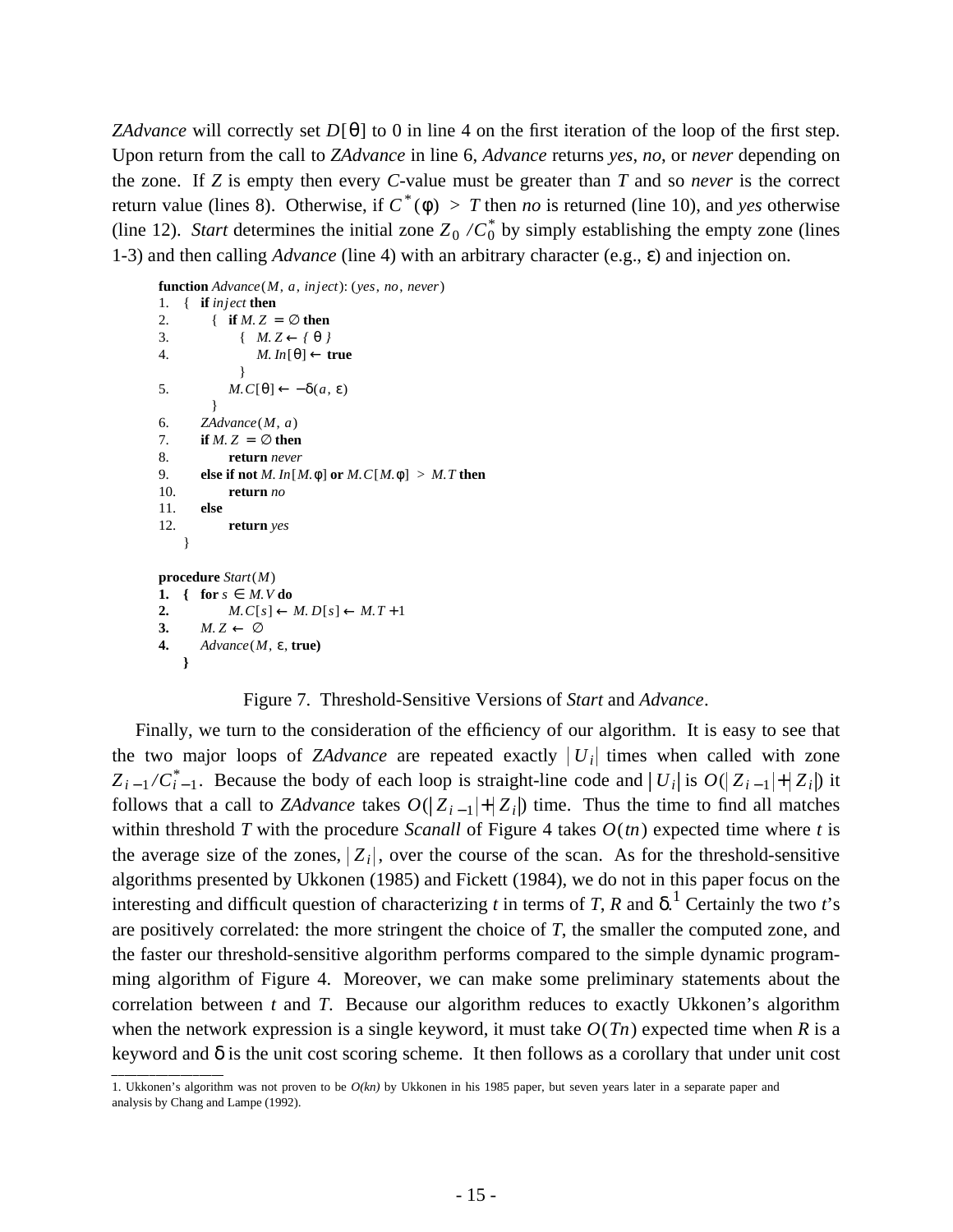*ZAdvance* will correctly set $D[\theta]$ to 0 in line 4 on the first iteration of the loop of the first step. Upon return from the call to *ZAdvance* in line 6, *Advance* returns *yes*, *no*, or *never* depending on the zone. If *Z* is empty then every *C*-value must be greater than *T* and so *never* is the correct return value (lines 8). Otherwise, if $C^*(\phi) > T$ then *no* is returned (line 10), and *yes* otherwise (line 12). *Start* determines the initial zone $Z_0 / C_0^*$ by simply establishing the empty zone (lines 1-3) and then calling *Advance* (line 4) with an arbitrary character (e.g., ε) and injection on.

```
function Advance(M, a, inject): (yes, no, never)
1.  {  if inject then
2.        {  if M.Z = ∅ then
3.              {  M.Z ← { θ }
4.                 M.In[θ] ← true
                }
5.           M.C[θ] ← −δ(a, ε)
          }
6.     ZAdvance(M, a)
7.     if M.Z = ∅ then
8.           return never
9.     else if not M.In[M.φ] or M.C[M.φ] > M.T then
10.          return no
11.    else
12.          return yes
    }

procedure Start(M)
1.  {  for s ∈ M.V do
2.           M.C[s] ← M.D[s] ← M.T + 1
3.     M.Z ← ∅
4.     Advance(M, ε, true)
    }
```

Figure 7. Threshold-Sensitive Versions of *Start* and *Advance*.

Finally, we turn to the consideration of the efficiency of our algorithm. It is easy to see that the two major loops of *ZAdvance* are repeated exactly $|U_i|$ times when called with zone $Z_{i-1}/C_{i-1}^*$. Because the body of each loop is straight-line code and $|U_i|$ is $O(|Z_{i-1}| + |Z_i|)$ it follows that a call to *ZAdvance* takes $O(|Z_{i-1}| + |Z_i|)$ time. Thus the time to find all matches within threshold *T* with the procedure *Scanall* of Figure 4 takes $O(tn)$ expected time where *t* is the average size of the zones, $|Z_i|$, over the course of the scan. As for the threshold-sensitive algorithms presented by Ukkonen (1985) and Fickett (1984), we do not in this paper focus on the interesting and difficult question of characterizing *t* in terms of *T*, *R* and δ.[1] Certainly the two *t*'s are positively correlated: the more stringent the choice of *T*, the smaller the computed zone, and the faster our threshold-sensitive algorithm performs compared to the simple dynamic programming algorithm of Figure 4. Moreover, we can make some preliminary statements about the correlation between *t* and *T*. Because our algorithm reduces to exactly Ukkonen's algorithm when the network expression is a single keyword, it must take $O(Tn)$ expected time when *R* is a keyword and δ is the unit cost scoring scheme. It then follows as a corollary that under unit cost

---

1. Ukkonen's algorithm was not proven to be *O(kn)* by Ukkonen in his 1985 paper, but seven years later in a separate paper and analysis by Chang and Lampe (1992).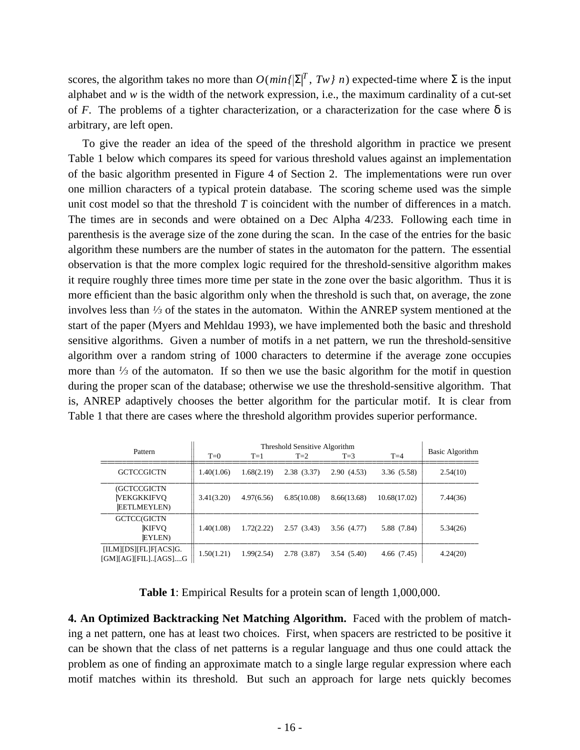scores, the algorithm takes no more than $O(min\{|\Sigma|^T, Tw\}\ n)$ expected-time where $\Sigma$ is the input alphabet and $w$ is the width of the network expression, i.e., the maximum cardinality of a cut-set of $F$. The problems of a tighter characterization, or a characterization for the case where $\delta$ is arbitrary, are left open.

To give the reader an idea of the speed of the threshold algorithm in practice we present Table 1 below which compares its speed for various threshold values against an implementation of the basic algorithm presented in Figure 4 of Section 2. The implementations were run over one million characters of a typical protein database. The scoring scheme used was the simple unit cost model so that the threshold $T$ is coincident with the number of differences in a match. The times are in seconds and were obtained on a Dec Alpha 4/233. Following each time in parenthesis is the average size of the zone during the scan. In the case of the entries for the basic algorithm these numbers are the number of states in the automaton for the pattern. The essential observation is that the more complex logic required for the threshold-sensitive algorithm makes it require roughly three times more time per state in the zone over the basic algorithm. Thus it is more efficient than the basic algorithm only when the threshold is such that, on average, the zone involves less than ⅓ of the states in the automaton. Within the ANREP system mentioned at the start of the paper (Myers and Mehldau 1993), we have implemented both the basic and threshold sensitive algorithms. Given a number of motifs in a net pattern, we run the threshold-sensitive algorithm over a random string of 1000 characters to determine if the average zone occupies more than ⅓ of the automaton. If so then we use the basic algorithm for the motif in question during the proper scan of the database; otherwise we use the threshold-sensitive algorithm. That is, ANREP adaptively chooses the better algorithm for the particular motif. It is clear from Table 1 that there are cases where the threshold algorithm provides superior performance.

| Pattern | Threshold Sensitive Algorithm | | | | | Basic Algorithm |
|---|---|---|---|---|---|---|
| | T=0 | T=1 | T=2 | T=3 | T=4 | |
| GCTCCGICTN | 1.40(1.06) | 1.68(2.19) | 2.38 (3.37) | 2.90 (4.53) | 3.36 (5.58) | 2.54(10) |
| (GCTCCGICTN \|VEKGKKIFVQ \|EETLMEYLEN) | 3.41(3.20) | 4.97(6.56) | 6.85(10.08) | 8.66(13.68) | 10.68(17.02) | 7.44(36) |
| GCTCC(GICTN \|KIFVQ \|EYLEN) | 1.40(1.08) | 1.72(2.22) | 2.57 (3.43) | 3.56 (4.77) | 5.88 (7.84) | 5.34(26) |
| [ILM][DS][FL]F[ACS]G. [GM][AG][FIL]..[AGS]....G | 1.50(1.21) | 1.99(2.54) | 2.78 (3.87) | 3.54 (5.40) | 4.66 (7.45) | 4.24(20) |

**Table 1**: Empirical Results for a protein scan of length 1,000,000.

**4. An Optimized Backtracking Net Matching Algorithm.** Faced with the problem of matching a net pattern, one has at least two choices. First, when spacers are restricted to be positive it can be shown that the class of net patterns is a regular language and thus one could attack the problem as one of finding an approximate match to a single large regular expression where each motif matches within its threshold. But such an approach for large nets quickly becomes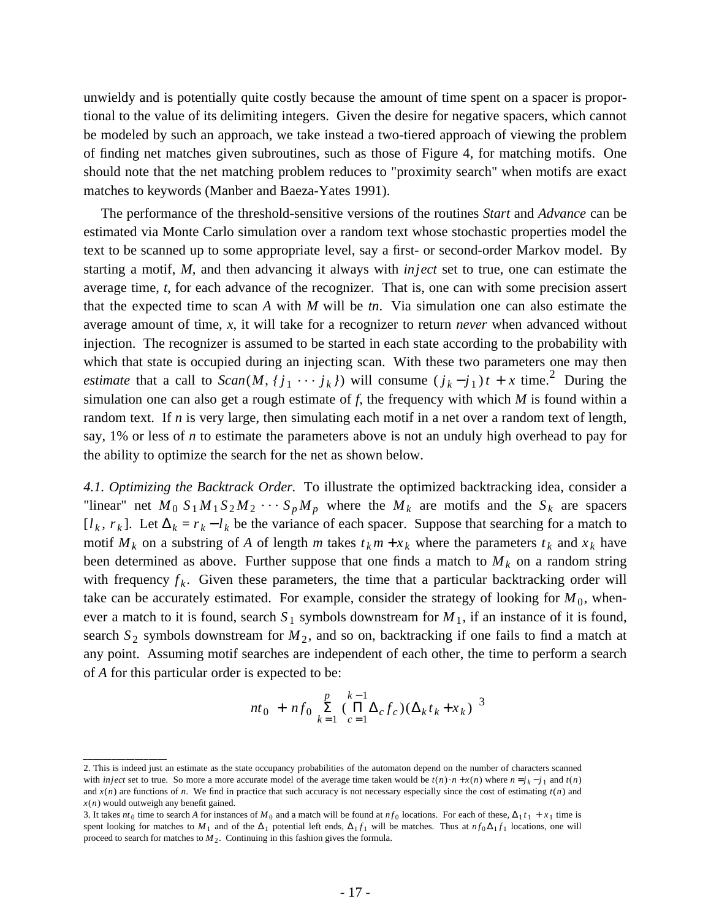unwieldy and is potentially quite costly because the amount of time spent on a spacer is proportional to the value of its delimiting integers. Given the desire for negative spacers, which cannot be modeled by such an approach, we take instead a two-tiered approach of viewing the problem of finding net matches given subroutines, such as those of Figure 4, for matching motifs. One should note that the net matching problem reduces to "proximity search" when motifs are exact matches to keywords (Manber and Baeza-Yates 1991).

The performance of the threshold-sensitive versions of the routines *Start* and *Advance* can be estimated via Monte Carlo simulation over a random text whose stochastic properties model the text to be scanned up to some appropriate level, say a first- or second-order Markov model. By starting a motif, *M*, and then advancing it always with *inject* set to true, one can estimate the average time, *t*, for each advance of the recognizer. That is, one can with some precision assert that the expected time to scan *A* with *M* will be *tn*. Via simulation one can also estimate the average amount of time, *x*, it will take for a recognizer to return *never* when advanced without injection. The recognizer is assumed to be started in each state according to the probability with which that state is occupied during an injecting scan. With these two parameters one may then *estimate* that a call to $Scan(M, \{j_1 \cdots j_k\})$ will consume $(j_k - j_1)t + x$ time.[2] During the simulation one can also get a rough estimate of *f*, the frequency with which *M* is found within a random text. If *n* is very large, then simulating each motif in a net over a random text of length, say, 1% or less of *n* to estimate the parameters above is not an unduly high overhead to pay for the ability to optimize the search for the net as shown below.

*4.1. Optimizing the Backtrack Order.* To illustrate the optimized backtracking idea, consider a "linear" net $M_0\, S_1 M_1 S_2 M_2 \cdots S_p M_p$ where the $M_k$ are motifs and the $S_k$ are spacers $[l_k, r_k]$. Let $\Delta_k = r_k - l_k$ be the variance of each spacer. Suppose that searching for a match to motif $M_k$ on a substring of *A* of length *m* takes $t_k m + x_k$ where the parameters $t_k$ and $x_k$ have been determined as above. Further suppose that one finds a match to $M_k$ on a random string with frequency $f_k$. Given these parameters, the time that a particular backtracking order will take can be accurately estimated. For example, consider the strategy of looking for $M_0$, whenever a match to it is found, search $S_1$ symbols downstream for $M_1$, if an instance of it is found, search $S_2$ symbols downstream for $M_2$, and so on, backtracking if one fails to find a match at any point. Assuming motif searches are independent of each other, the time to perform a search of *A* for this particular order is expected to be:

$$nt_0 \; + \; nf_0 \sum_{k=1}^{p} \Big( \prod_{c=1}^{k-1} \Delta_c f_c \Big)(\Delta_k t_k + x_k) \;\; ^3$$

---

2. This is indeed just an estimate as the state occupancy probabilities of the automaton depend on the number of characters scanned with *inject* set to true. So more a more accurate model of the average time taken would be $t(n)\cdot n + x(n)$ where $n = j_k - j_1$ and $t(n)$ and $x(n)$ are functions of *n*. We find in practice that such accuracy is not necessary especially since the cost of estimating $t(n)$ and $x(n)$ would outweigh any benefit gained.

3. It takes $nt_0$ time to search *A* for instances of $M_0$ and a match will be found at $nf_0$ locations. For each of these, $\Delta_1 t_1 + x_1$ time is spent looking for matches to $M_1$ and of the $\Delta_1$ potential left ends, $\Delta_1 f_1$ will be matches. Thus at $nf_0 \Delta_1 f_1$ locations, one will proceed to search for matches to $M_2$. Continuing in this fashion gives the formula.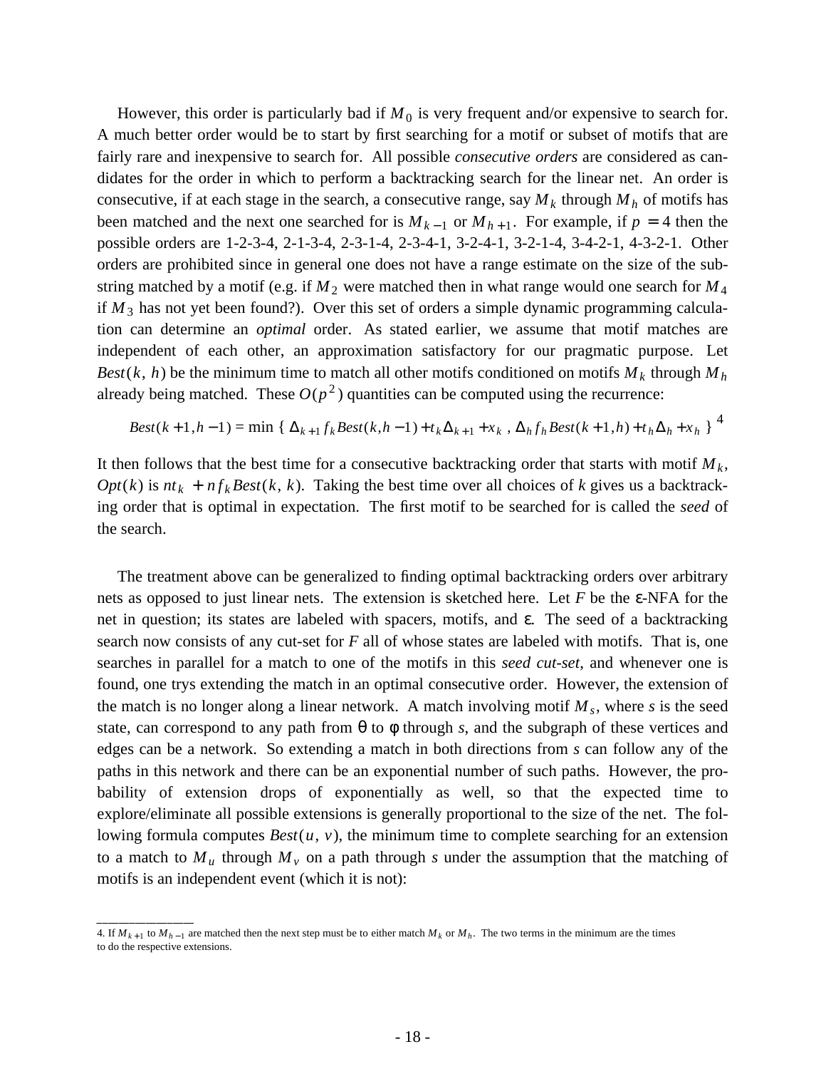However, this order is particularly bad if $M_0$ is very frequent and/or expensive to search for. A much better order would be to start by first searching for a motif or subset of motifs that are fairly rare and inexpensive to search for. All possible *consecutive orders* are considered as candidates for the order in which to perform a backtracking search for the linear net. An order is consecutive, if at each stage in the search, a consecutive range, say $M_k$ through $M_h$ of motifs has been matched and the next one searched for is $M_{k-1}$ or $M_{h+1}$. For example, if $p = 4$ then the possible orders are 1-2-3-4, 2-1-3-4, 2-3-1-4, 2-3-4-1, 3-2-4-1, 3-2-1-4, 3-4-2-1, 4-3-2-1. Other orders are prohibited since in general one does not have a range estimate on the size of the substring matched by a motif (e.g. if $M_2$ were matched then in what range would one search for $M_4$ if $M_3$ has not yet been found?). Over this set of orders a simple dynamic programming calculation can determine an *optimal* order. As stated earlier, we assume that motif matches are independent of each other, an approximation satisfactory for our pragmatic purpose. Let $Best(k, h)$ be the minimum time to match all other motifs conditioned on motifs $M_k$ through $M_h$ already being matched. These $O(p^2)$ quantities can be computed using the recurrence:

$$Best(k+1, h-1) = \min \{ \Delta_{k+1} f_k Best(k, h-1) + t_k \Delta_{k+1} + x_k \,,\ \Delta_h f_h Best(k+1, h) + t_h \Delta_h + x_h \}$$ [4]

It then follows that the best time for a consecutive backtracking order that starts with motif $M_k$, $Opt(k)$ is $nt_k + nf_k Best(k, k)$. Taking the best time over all choices of $k$ gives us a backtracking order that is optimal in expectation. The first motif to be searched for is called the *seed* of the search.

The treatment above can be generalized to finding optimal backtracking orders over arbitrary nets as opposed to just linear nets. The extension is sketched here. Let $F$ be the ε-NFA for the net in question; its states are labeled with spacers, motifs, and ε. The seed of a backtracking search now consists of any cut-set for $F$ all of whose states are labeled with motifs. That is, one searches in parallel for a match to one of the motifs in this *seed cut-set*, and whenever one is found, one trys extending the match in an optimal consecutive order. However, the extension of the match is no longer along a linear network. A match involving motif $M_s$, where $s$ is the seed state, can correspond to any path from θ to φ through $s$, and the subgraph of these vertices and edges can be a network. So extending a match in both directions from $s$ can follow any of the paths in this network and there can be an exponential number of such paths. However, the probability of extension drops of exponentially as well, so that the expected time to explore/eliminate all possible extensions is generally proportional to the size of the net. The following formula computes $Best(u, v)$, the minimum time to complete searching for an extension to a match to $M_u$ through $M_v$ on a path through $s$ under the assumption that the matching of motifs is an independent event (which it is not):

---

4. If $M_{k+1}$ to $M_{h-1}$ are matched then the next step must be to either match $M_k$ or $M_h$. The two terms in the minimum are the times to do the respective extensions.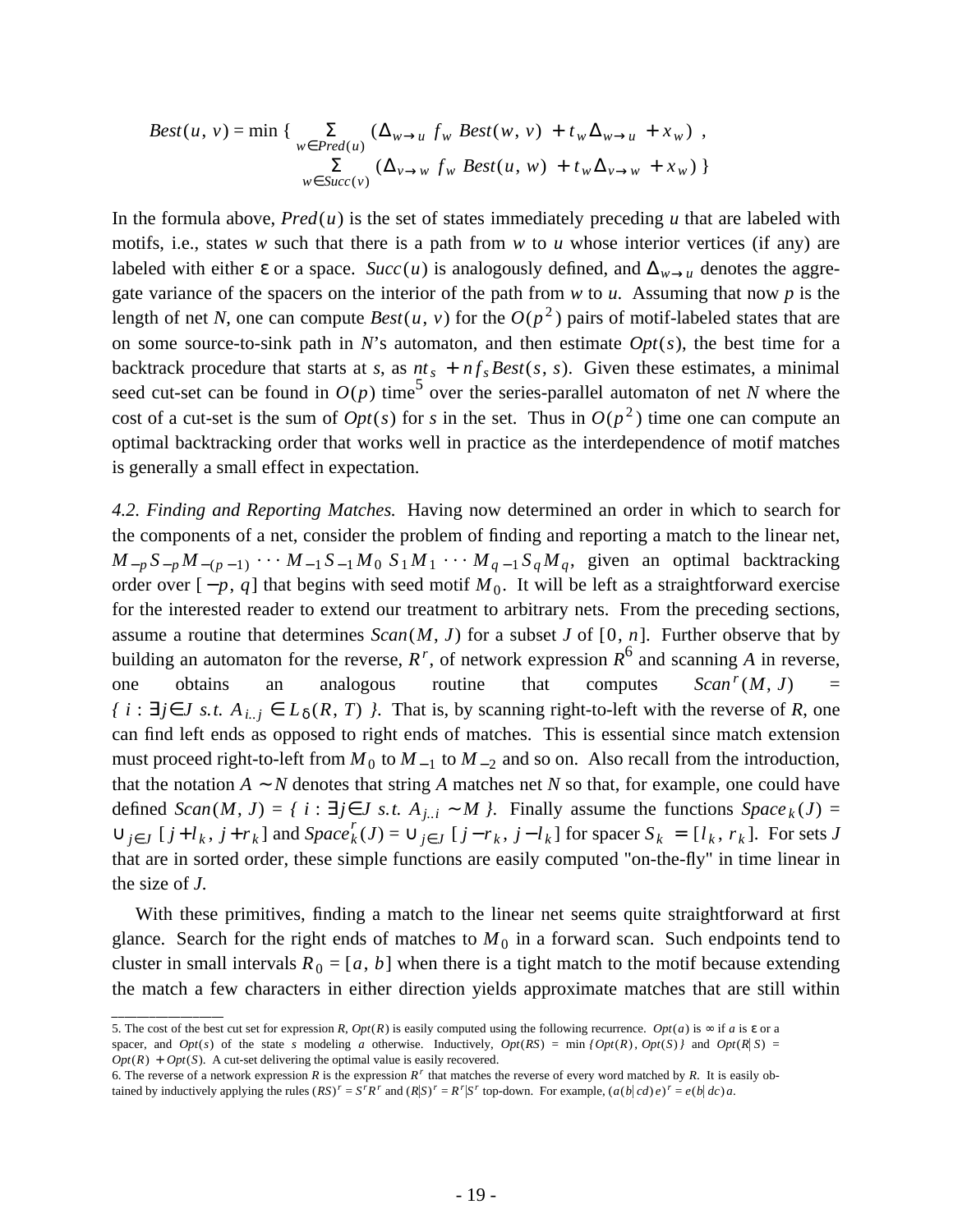$$Best(u, v) = \min \{ \sum_{w \in Pred(u)} (\Delta_{w \to u} \; f_w \; Best(w, v) \; + t_w \Delta_{w \to u} \; + x_w) \; , \\ \sum_{w \in Succ(v)} (\Delta_{v \to w} \; f_w \; Best(u, w) \; + t_w \Delta_{v \to w} \; + x_w) \; \}$$

In the formula above, $Pred(u)$ is the set of states immediately preceding $u$ that are labeled with motifs, i.e., states $w$ such that there is a path from $w$ to $u$ whose interior vertices (if any) are labeled with either $\varepsilon$ or a space. $Succ(u)$ is analogously defined, and $\Delta_{w \to u}$ denotes the aggregate variance of the spacers on the interior of the path from $w$ to $u$. Assuming that now $p$ is the length of net $N$, one can compute $Best(u, v)$ for the $O(p^2)$ pairs of motif-labeled states that are on some source-to-sink path in $N$'s automaton, and then estimate $Opt(s)$, the best time for a backtrack procedure that starts at $s$, as $nt_s \; + n f_s Best(s, s)$. Given these estimates, a minimal seed cut-set can be found in $O(p)$ time[5] over the series-parallel automaton of net $N$ where the cost of a cut-set is the sum of $Opt(s)$ for $s$ in the set. Thus in $O(p^2)$ time one can compute an optimal backtracking order that works well in practice as the interdependence of motif matches is generally a small effect in expectation.

*4.2. Finding and Reporting Matches.* Having now determined an order in which to search for the components of a net, consider the problem of finding and reporting a match to the linear net, $M_{-p} S_{-p} M_{-(p-1)} \cdots M_{-1} S_{-1} M_0 \; S_1 M_1 \cdots M_{q-1} S_q M_q$, given an optimal backtracking order over $[-p, q]$ that begins with seed motif $M_0$. It will be left as a straightforward exercise for the interested reader to extend our treatment to arbitrary nets. From the preceding sections, assume a routine that determines $Scan(M, J)$ for a subset $J$ of $[0, n]$. Further observe that by building an automaton for the reverse, $R^r$, of network expression $R$[6] and scanning $A$ in reverse, one obtains an analogous routine that computes $Scan^r(M, J)$ = $\{ \, i : \exists j \in J \; s.t. \; A_{i..j} \in L_\delta(R, T) \, \}$. That is, by scanning right-to-left with the reverse of $R$, one can find left ends as opposed to right ends of matches. This is essential since match extension must proceed right-to-left from $M_0$ to $M_{-1}$ to $M_{-2}$ and so on. Also recall from the introduction, that the notation $A \sim N$ denotes that string $A$ matches net $N$ so that, for example, one could have defined $Scan(M, J) = \{ \, i : \exists j \in J \; s.t. \; A_{j..i} \sim M \, \}$. Finally assume the functions $Space_k(J)$ = $\cup_{j \in J} \, [\, j + l_k, \, j + r_k]$ and $Space^r_k(J) = \cup_{j \in J} \, [\, j - r_k, \, j - l_k]$ for spacer $S_k \; = [\, l_k, \, r_k]$. For sets $J$ that are in sorted order, these simple functions are easily computed "on-the-fly" in time linear in the size of $J$.

With these primitives, finding a match to the linear net seems quite straightforward at first glance. Search for the right ends of matches to $M_0$ in a forward scan. Such endpoints tend to cluster in small intervals $R_0 = [a, b]$ when there is a tight match to the motif because extending the match a few characters in either direction yields approximate matches that are still within

---

5. The cost of the best cut set for expression $R$, $Opt(R)$ is easily computed using the following recurrence. $Opt(a)$ is $\infty$ if $a$ is $\varepsilon$ or a spacer, and $Opt(s)$ of the state $s$ modeling $a$ otherwise. Inductively, $Opt(RS) = \min \{ Opt(R), Opt(S) \}$ and $Opt(R|S) = Opt(R) \; + Opt(S)$. A cut-set delivering the optimal value is easily recovered.

6. The reverse of a network expression $R$ is the expression $R^r$ that matches the reverse of every word matched by $R$. It is easily obtained by inductively applying the rules $(RS)^r = S^r R^r$ and $(R|S)^r = R^r | S^r$ top-down. For example, $(a(b|cd)e)^r = e(b|dc)a$.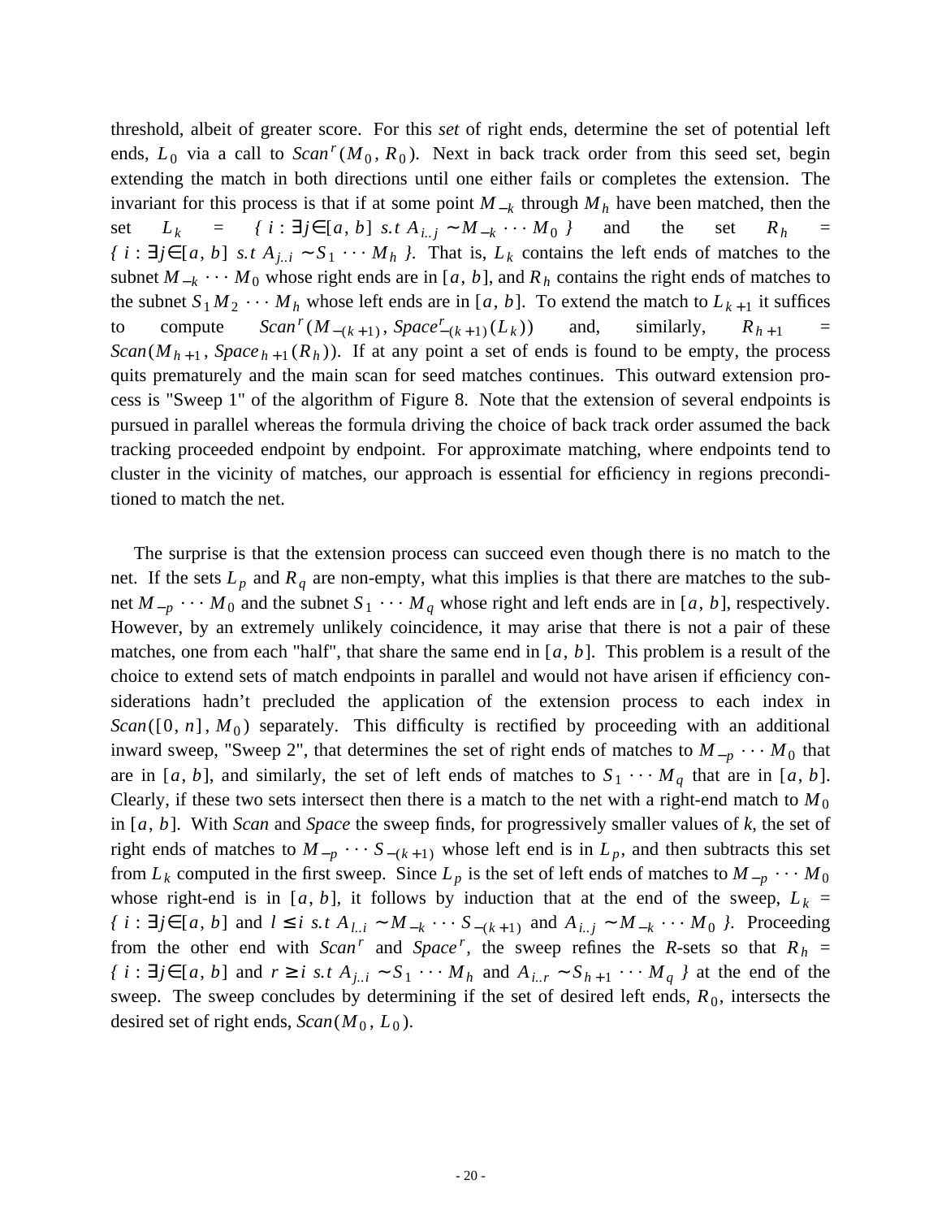threshold, albeit of greater score. For this *set* of right ends, determine the set of potential left ends, $L_0$ via a call to $Scan^r(M_0, R_0)$. Next in back track order from this seed set, begin extending the match in both directions until one either fails or completes the extension. The invariant for this process is that if at some point $M_{-k}$ through $M_h$ have been matched, then the set $L_k = \{ i : \exists j \in [a, b] \ s.t \ A_{i..j} \sim M_{-k} \cdots M_0 \}$ and the set $R_h = \{ i : \exists j \in [a, b] \ s.t \ A_{j..i} \sim S_1 \cdots M_h \}$. That is, $L_k$ contains the left ends of matches to the subnet $M_{-k} \cdots M_0$ whose right ends are in $[a, b]$, and $R_h$ contains the right ends of matches to the subnet $S_1 M_2 \cdots M_h$ whose left ends are in $[a, b]$. To extend the match to $L_{k+1}$ it suffices to compute $Scan^r(M_{-(k+1)}, Space^r_{-(k+1)}(L_k))$ and, similarly, $R_{h+1} = Scan(M_{h+1}, Space_{h+1}(R_h))$. If at any point a set of ends is found to be empty, the process quits prematurely and the main scan for seed matches continues. This outward extension process is "Sweep 1" of the algorithm of Figure 8. Note that the extension of several endpoints is pursued in parallel whereas the formula driving the choice of back track order assumed the back tracking proceeded endpoint by endpoint. For approximate matching, where endpoints tend to cluster in the vicinity of matches, our approach is essential for efficiency in regions preconditioned to match the net.

The surprise is that the extension process can succeed even though there is no match to the net. If the sets $L_p$ and $R_q$ are non-empty, what this implies is that there are matches to the subnet $M_{-p} \cdots M_0$ and the subnet $S_1 \cdots M_q$ whose right and left ends are in $[a, b]$, respectively. However, by an extremely unlikely coincidence, it may arise that there is not a pair of these matches, one from each "half", that share the same end in $[a, b]$. This problem is a result of the choice to extend sets of match endpoints in parallel and would not have arisen if efficiency considerations hadn't precluded the application of the extension process to each index in $Scan([0, n], M_0)$ separately. This difficulty is rectified by proceeding with an additional inward sweep, "Sweep 2", that determines the set of right ends of matches to $M_{-p} \cdots M_0$ that are in $[a, b]$, and similarly, the set of left ends of matches to $S_1 \cdots M_q$ that are in $[a, b]$. Clearly, if these two sets intersect then there is a match to the net with a right-end match to $M_0$ in $[a, b]$. With *Scan* and *Space* the sweep finds, for progressively smaller values of *k*, the set of right ends of matches to $M_{-p} \cdots S_{-(k+1)}$ whose left end is in $L_p$, and then subtracts this set from $L_k$ computed in the first sweep. Since $L_p$ is the set of left ends of matches to $M_{-p} \cdots M_0$ whose right-end is in $[a, b]$, it follows by induction that at the end of the sweep, $L_k = \{ i : \exists j \in [a, b] \text{ and } l \le i \ s.t \ A_{l..i} \sim M_{-k} \cdots S_{-(k+1)} \text{ and } A_{i..j} \sim M_{-k} \cdots M_0 \}$. Proceeding from the other end with $Scan^r$ and $Space^r$, the sweep refines the *R*-sets so that $R_h = \{ i : \exists j \in [a, b] \text{ and } r \ge i \ s.t \ A_{j..i} \sim S_1 \cdots M_h \text{ and } A_{i..r} \sim S_{h+1} \cdots M_q \}$ at the end of the sweep. The sweep concludes by determining if the set of desired left ends, $R_0$, intersects the desired set of right ends, $Scan(M_0, L_0)$.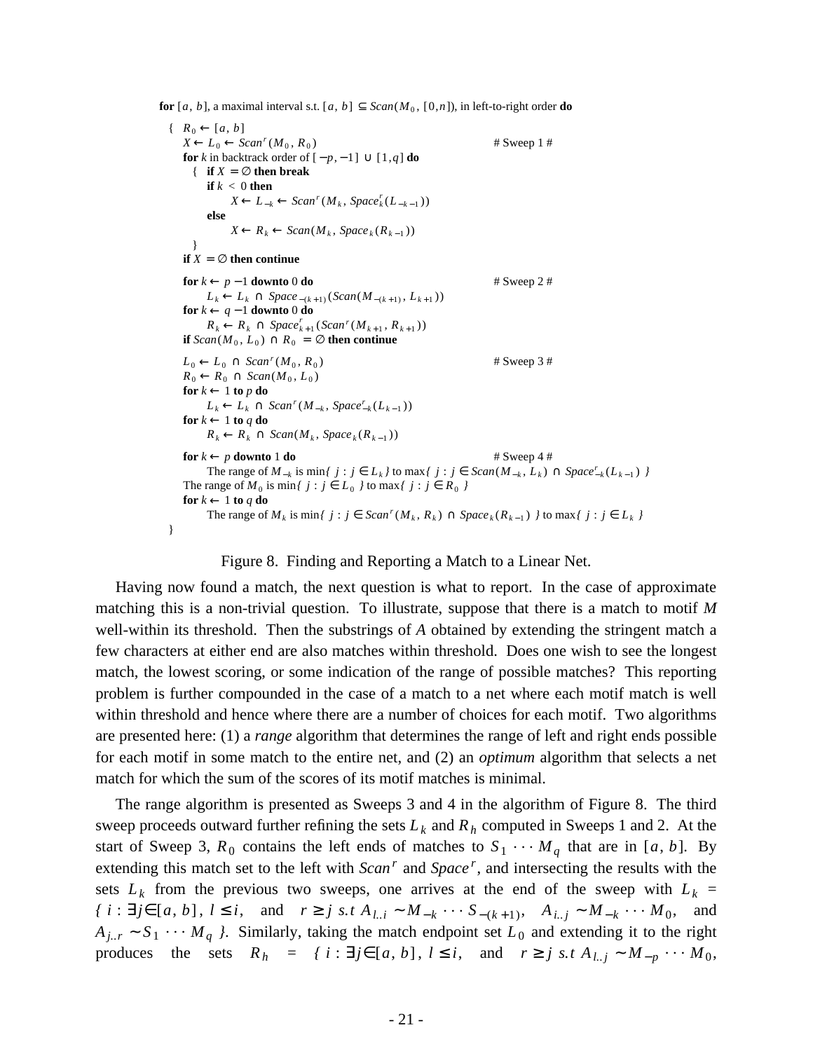```
for [a, b], a maximal interval s.t. [a, b] ⊆ Scan(M_0, [0,n]), in left-to-right order do
{  R_0 ← [a, b]
   X ← L_0 ← Scan^r(M_0, R_0)                                          # Sweep 1 #
   for k in backtrack order of [−p, −1] ∪ [1,q] do
     {  if X = ∅ then break
        if k < 0 then
             X ← L_{−k} ← Scan^r(M_k, Space^r_k(L_{−k−1}))
        else
             X ← R_k ← Scan(M_k, Space_k(R_{k−1}))
     }
   if X = ∅ then continue

   for k ← p −1 downto 0 do                                            # Sweep 2 #
        L_k ← L_k ∩ Space_{−(k+1)}(Scan(M_{−(k+1)}, L_{k+1}))
   for k ← q −1 downto 0 do
        R_k ← R_k ∩ Space^r_{k+1}(Scan^r(M_{k+1}, R_{k+1}))
   if Scan(M_0, L_0) ∩ R_0 = ∅ then continue

   L_0 ← L_0 ∩ Scan^r(M_0, R_0)                                        # Sweep 3 #
   R_0 ← R_0 ∩ Scan(M_0, L_0)
   for k ← 1 to p do
        L_k ← L_k ∩ Scan^r(M_{−k}, Space^r_{−k}(L_{k−1}))
   for k ← 1 to q do
        R_k ← R_k ∩ Scan(M_k, Space_k(R_{k−1}))

   for k ← p downto 1 do                                               # Sweep 4 #
        The range of M_{−k} is min{ j : j ∈ L_k } to max{ j : j ∈ Scan(M_{−k}, L_k) ∩ Space^r_{−k}(L_{k−1}) }
   The range of M_0 is min{ j : j ∈ L_0 } to max{ j : j ∈ R_0 }
   for k ← 1 to q do
        The range of M_k is min{ j : j ∈ Scan^r(M_k, R_k) ∩ Space_k(R_{k−1}) } to max{ j : j ∈ L_k }
}
```

Figure 8. Finding and Reporting a Match to a Linear Net.

Having now found a match, the next question is what to report. In the case of approximate matching this is a non-trivial question. To illustrate, suppose that there is a match to motif $M$ well-within its threshold. Then the substrings of $A$ obtained by extending the stringent match a few characters at either end are also matches within threshold. Does one wish to see the longest match, the lowest scoring, or some indication of the range of possible matches? This reporting problem is further compounded in the case of a match to a net where each motif match is well within threshold and hence where there are a number of choices for each motif. Two algorithms are presented here: (1) a *range* algorithm that determines the range of left and right ends possible for each motif in some match to the entire net, and (2) an *optimum* algorithm that selects a net match for which the sum of the scores of its motif matches is minimal.

The range algorithm is presented as Sweeps 3 and 4 in the algorithm of Figure 8. The third sweep proceeds outward further refining the sets $L_k$ and $R_h$ computed in Sweeps 1 and 2. At the start of Sweep 3, $R_0$ contains the left ends of matches to $S_1 \cdots M_q$ that are in $[a, b]$. By extending this match set to the left with $Scan^r$ and $Space^r$, and intersecting the results with the sets $L_k$ from the previous two sweeps, one arrives at the end of the sweep with $L_k = \{ i : \exists j \in [a, b],\ l \le i,$ and $r \ge j$ s.t $A_{l..i} \sim M_{-k} \cdots S_{-(k+1)},\ A_{i..j} \sim M_{-k} \cdots M_0,$ and $A_{j..r} \sim S_1 \cdots M_q \}$. Similarly, taking the match endpoint set $L_0$ and extending it to the right produces the sets $R_h = \{ i : \exists j \in [a, b],\ l \le i,$ and $r \ge j$ s.t $A_{l..j} \sim M_{-p} \cdots M_0,$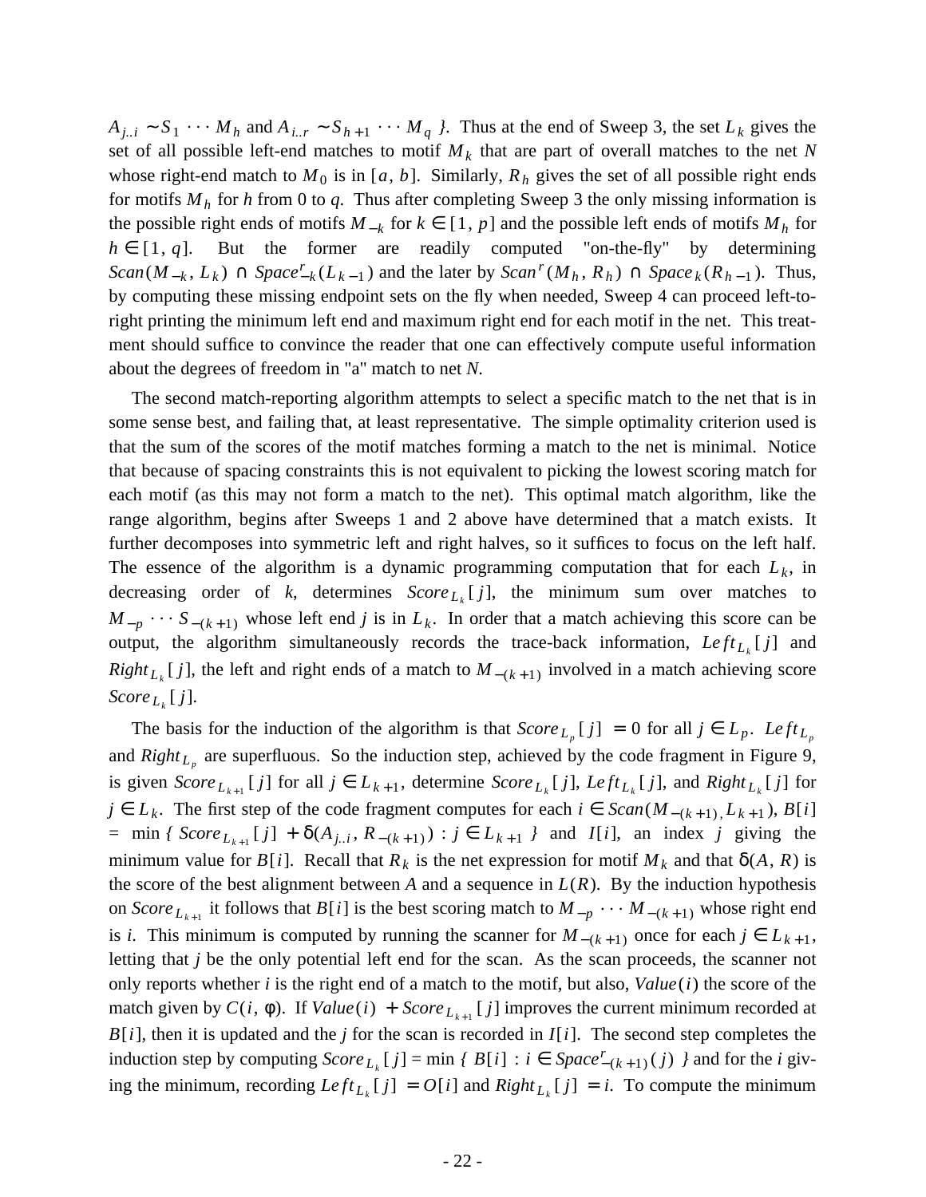$A_{j..i} \sim S_1 \cdots M_h$ and $A_{i..r} \sim S_{h+1} \cdots M_q$ }. Thus at the end of Sweep 3, the set $L_k$ gives the set of all possible left-end matches to motif $M_k$ that are part of overall matches to the net $N$ whose right-end match to $M_0$ is in $[a, b]$. Similarly, $R_h$ gives the set of all possible right ends for motifs $M_h$ for $h$ from 0 to $q$. Thus after completing Sweep 3 the only missing information is the possible right ends of motifs $M_{-k}$ for $k \in [1, p]$ and the possible left ends of motifs $M_h$ for $h \in [1, q]$. But the former are readily computed "on-the-fly" by determining $Scan(M_{-k}, L_k) \cap Space^r_{-k}(L_{k-1})$ and the later by $Scan^r(M_h, R_h) \cap Space_k(R_{h-1})$. Thus, by computing these missing endpoint sets on the fly when needed, Sweep 4 can proceed left-to-right printing the minimum left end and maximum right end for each motif in the net. This treatment should suffice to convince the reader that one can effectively compute useful information about the degrees of freedom in "a" match to net $N$.

The second match-reporting algorithm attempts to select a specific match to the net that is in some sense best, and failing that, at least representative. The simple optimality criterion used is that the sum of the scores of the motif matches forming a match to the net is minimal. Notice that because of spacing constraints this is not equivalent to picking the lowest scoring match for each motif (as this may not form a match to the net). This optimal match algorithm, like the range algorithm, begins after Sweeps 1 and 2 above have determined that a match exists. It further decomposes into symmetric left and right halves, so it suffices to focus on the left half. The essence of the algorithm is a dynamic programming computation that for each $L_k$, in decreasing order of $k$, determines $Score_{L_k}[j]$, the minimum sum over matches to $M_{-p} \cdots S_{-(k+1)}$ whose left end $j$ is in $L_k$. In order that a match achieving this score can be output, the algorithm simultaneously records the trace-back information, $Left_{L_k}[j]$ and $Right_{L_k}[j]$, the left and right ends of a match to $M_{-(k+1)}$ involved in a match achieving score $Score_{L_k}[j]$.

The basis for the induction of the algorithm is that $Score_{L_p}[j] = 0$ for all $j \in L_p$. $Left_{L_p}$ and $Right_{L_p}$ are superfluous. So the induction step, achieved by the code fragment in Figure 9, is given $Score_{L_{k+1}}[j]$ for all $j \in L_{k+1}$, determine $Score_{L_k}[j]$, $Left_{L_k}[j]$, and $Right_{L_k}[j]$ for $j \in L_k$. The first step of the code fragment computes for each $i \in Scan(M_{-(k+1)}, L_{k+1})$, $B[i]$ = min { $Score_{L_{k+1}}[j] + \delta(A_{j..i}, R_{-(k+1)}) : j \in L_{k+1}$ } and $I[i]$, an index $j$ giving the minimum value for $B[i]$. Recall that $R_k$ is the net expression for motif $M_k$ and that $\delta(A, R)$ is the score of the best alignment between $A$ and a sequence in $L(R)$. By the induction hypothesis on $Score_{L_{k+1}}$ it follows that $B[i]$ is the best scoring match to $M_{-p} \cdots M_{-(k+1)}$ whose right end is $i$. This minimum is computed by running the scanner for $M_{-(k+1)}$ once for each $j \in L_{k+1}$, letting that $j$ be the only potential left end for the scan. As the scan proceeds, the scanner not only reports whether $i$ is the right end of a match to the motif, but also, $Value(i)$ the score of the match given by $C(i, \phi)$. If $Value(i) + Score_{L_{k+1}}[j]$ improves the current minimum recorded at $B[i]$, then it is updated and the $j$ for the scan is recorded in $I[i]$. The second step completes the induction step by computing $Score_{L_k}[j]$ = min { $B[i] : i \in Space^r_{-(k+1)}(j)$ } and for the $i$ giving the minimum, recording $Left_{L_k}[j] = O[i]$ and $Right_{L_k}[j] = i$. To compute the minimum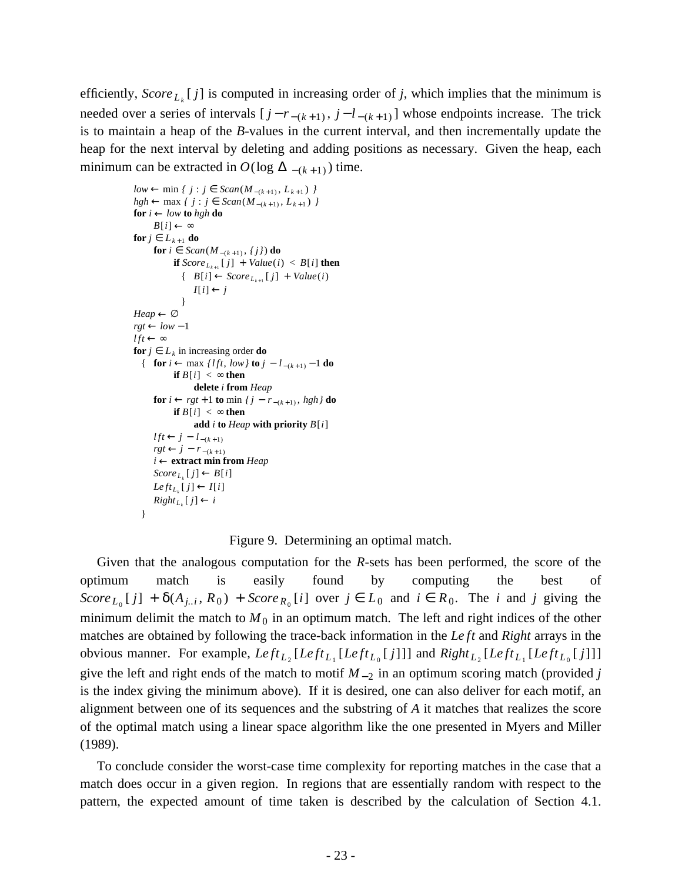efficiently, $Score_{L_k}[j]$ is computed in increasing order of *j*, which implies that the minimum is needed over a series of intervals $[j - r_{-(k+1)}, j - l_{-(k+1)}]$ whose endpoints increase. The trick is to maintain a heap of the *B*-values in the current interval, and then incrementally update the heap for the next interval by deleting and adding positions as necessary. Given the heap, each minimum can be extracted in $O(\log \Delta_{-(k+1)})$ time.

```
low ← min { j : j ∈ Scan(M_{-(k+1)}, L_{k+1}) }
hgh ← max { j : j ∈ Scan(M_{-(k+1)}, L_{k+1}) }
for i ← low to hgh do
      B[i] ← ∞
for j ∈ L_{k+1} do
      for i ∈ Scan(M_{-(k+1)}, {j}) do
            if Score_{L_{k+1}}[j] + Value(i) < B[i] then
              {   B[i] ← Score_{L_{k+1}}[j] + Value(i)
                  I[i] ← j
              }
Heap ← ∅
rgt ← low − 1
lft ← ∞
for j ∈ L_k in increasing order do
  {   for i ← max {lft, low} to j − l_{-(k+1)} − 1 do
            if B[i] < ∞ then
                  delete i from Heap
      for i ← rgt + 1 to min {j − r_{-(k+1)}, hgh} do
            if B[i] < ∞ then
                  add i to Heap with priority B[i]
      lft ← j − l_{-(k+1)}
      rgt ← j − r_{-(k+1)}
      i ← extract min from Heap
      Score_{L_k}[j] ← B[i]
      Left_{L_k}[j] ← I[i]
      Right_{L_k}[j] ← i
  }
```

Figure 9. Determining an optimal match.

Given that the analogous computation for the *R*-sets has been performed, the score of the optimum match is easily found by computing the best of $Score_{L_0}[j] + \delta(A_{j..i}, R_0) + Score_{R_0}[i]$ over $j \in L_0$ and $i \in R_0$. The *i* and *j* giving the minimum delimit the match to $M_0$ in an optimum match. The left and right indices of the other matches are obtained by following the trace-back information in the *Left* and *Right* arrays in the obvious manner. For example, $Left_{L_2}[Left_{L_1}[Left_{L_0}[j]]]$ and $Right_{L_2}[Left_{L_1}[Left_{L_0}[j]]]$ give the left and right ends of the match to motif $M_{-2}$ in an optimum scoring match (provided *j* is the index giving the minimum above). If it is desired, one can also deliver for each motif, an alignment between one of its sequences and the substring of *A* it matches that realizes the score of the optimal match using a linear space algorithm like the one presented in Myers and Miller (1989).

To conclude consider the worst-case time complexity for reporting matches in the case that a match does occur in a given region. In regions that are essentially random with respect to the pattern, the expected amount of time taken is described by the calculation of Section 4.1.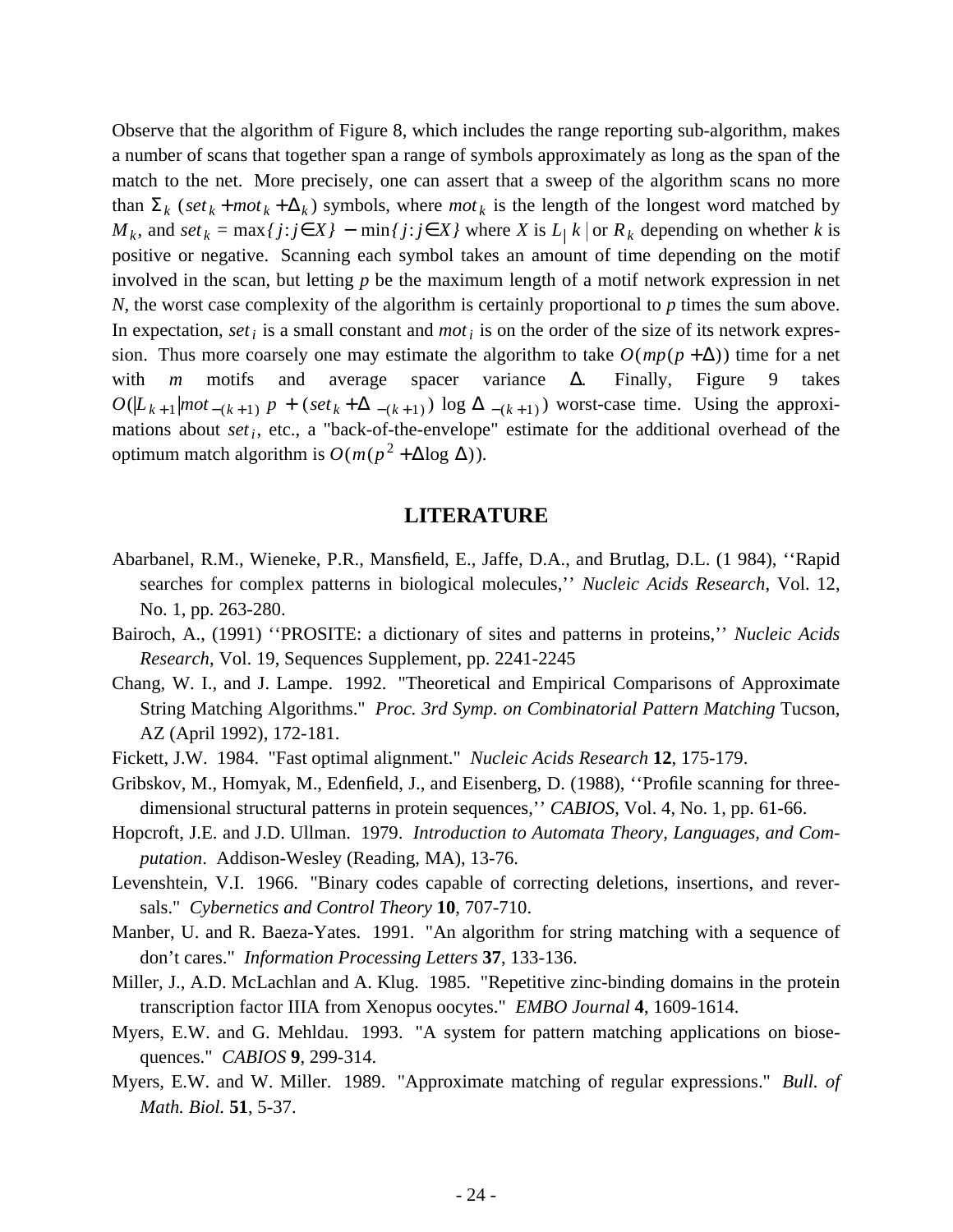Observe that the algorithm of Figure 8, which includes the range reporting sub-algorithm, makes a number of scans that together span a range of symbols approximately as long as the span of the match to the net. More precisely, one can assert that a sweep of the algorithm scans no more than $\Sigma_k\ (set_k + mot_k + \Delta_k)$ symbols, where $mot_k$ is the length of the longest word matched by $M_k$, and $set_k = \max\{j : j \in X\} - \min\{j : j \in X\}$ where $X$ is $L_{|k|}$ or $R_k$ depending on whether $k$ is positive or negative. Scanning each symbol takes an amount of time depending on the motif involved in the scan, but letting $p$ be the maximum length of a motif network expression in net $N$, the worst case complexity of the algorithm is certainly proportional to $p$ times the sum above. In expectation, $set_i$ is a small constant and $mot_i$ is on the order of the size of its network expression. Thus more coarsely one may estimate the algorithm to take $O(mp(p + \Delta))$ time for a net with $m$ motifs and average spacer variance $\Delta$. Finally, Figure 9 takes $O(|L_{k+1}| mot_{-(k+1)}\ p\ + (set_k + \Delta_{-(k+1)}) \log \Delta_{-(k+1)})$ worst-case time. Using the approximations about $set_i$, etc., a "back-of-the-envelope" estimate for the additional overhead of the optimum match algorithm is $O(m(p^2 + \Delta \log \Delta))$.

## LITERATURE

Abarbanel, R.M., Wieneke, P.R., Mansfield, E., Jaffe, D.A., and Brutlag, D.L. (1 984), ''Rapid searches for complex patterns in biological molecules,'' *Nucleic Acids Research*, Vol. 12, No. 1, pp. 263-280.

Bairoch, A., (1991) ''PROSITE: a dictionary of sites and patterns in proteins,'' *Nucleic Acids Research*, Vol. 19, Sequences Supplement, pp. 2241-2245

Chang, W. I., and J. Lampe. 1992. "Theoretical and Empirical Comparisons of Approximate String Matching Algorithms." *Proc. 3rd Symp. on Combinatorial Pattern Matching* Tucson, AZ (April 1992), 172-181.

Fickett, J.W. 1984. "Fast optimal alignment." *Nucleic Acids Research* **12**, 175-179.

Gribskov, M., Homyak, M., Edenfield, J., and Eisenberg, D. (1988), ''Profile scanning for three-dimensional structural patterns in protein sequences,'' *CABIOS*, Vol. 4, No. 1, pp. 61-66.

Hopcroft, J.E. and J.D. Ullman. 1979. *Introduction to Automata Theory, Languages, and Computation*. Addison-Wesley (Reading, MA), 13-76.

Levenshtein, V.I. 1966. "Binary codes capable of correcting deletions, insertions, and reversals." *Cybernetics and Control Theory* **10**, 707-710.

Manber, U. and R. Baeza-Yates. 1991. "An algorithm for string matching with a sequence of don't cares." *Information Processing Letters* **37**, 133-136.

Miller, J., A.D. McLachlan and A. Klug. 1985. "Repetitive zinc-binding domains in the protein transcription factor IIIA from Xenopus oocytes." *EMBO Journal* **4**, 1609-1614.

Myers, E.W. and G. Mehldau. 1993. "A system for pattern matching applications on biosequences." *CABIOS* **9**, 299-314.

Myers, E.W. and W. Miller. 1989. "Approximate matching of regular expressions." *Bull. of Math. Biol.* **51**, 5-37.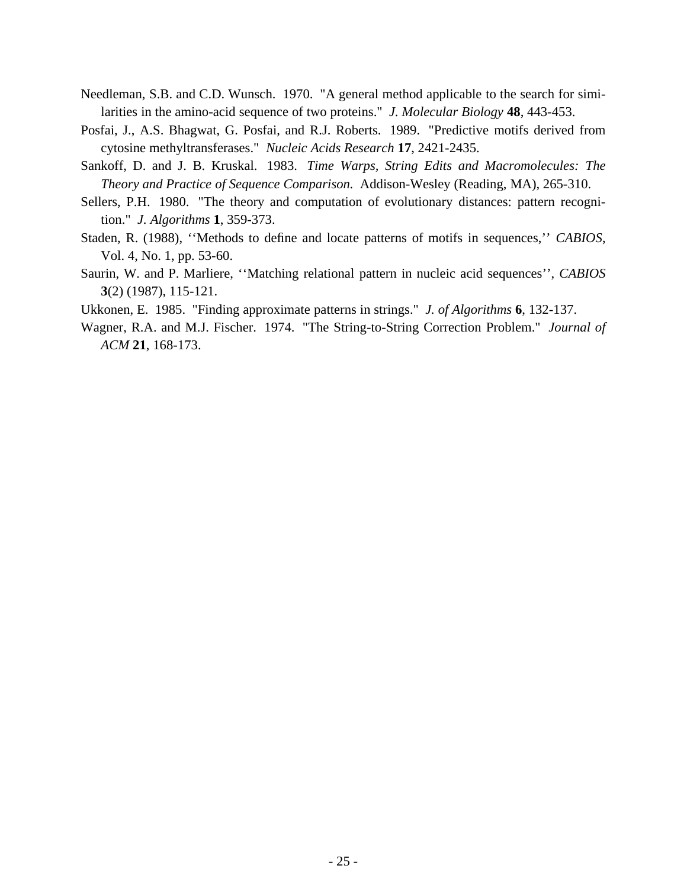Needleman, S.B. and C.D. Wunsch. 1970. "A general method applicable to the search for similarities in the amino-acid sequence of two proteins." *J. Molecular Biology* **48**, 443-453.

Posfai, J., A.S. Bhagwat, G. Posfai, and R.J. Roberts. 1989. "Predictive motifs derived from cytosine methyltransferases." *Nucleic Acids Research* **17**, 2421-2435.

Sankoff, D. and J. B. Kruskal. 1983. *Time Warps, String Edits and Macromolecules: The Theory and Practice of Sequence Comparison.* Addison-Wesley (Reading, MA), 265-310.

Sellers, P.H. 1980. "The theory and computation of evolutionary distances: pattern recognition." *J. Algorithms* **1**, 359-373.

Staden, R. (1988), ''Methods to define and locate patterns of motifs in sequences,'' *CABIOS*, Vol. 4, No. 1, pp. 53-60.

Saurin, W. and P. Marliere, ''Matching relational pattern in nucleic acid sequences'', *CABIOS* **3**(2) (1987), 115-121.

Ukkonen, E. 1985. "Finding approximate patterns in strings." *J. of Algorithms* **6**, 132-137.

Wagner, R.A. and M.J. Fischer. 1974. "The String-to-String Correction Problem." *Journal of ACM* **21**, 168-173.